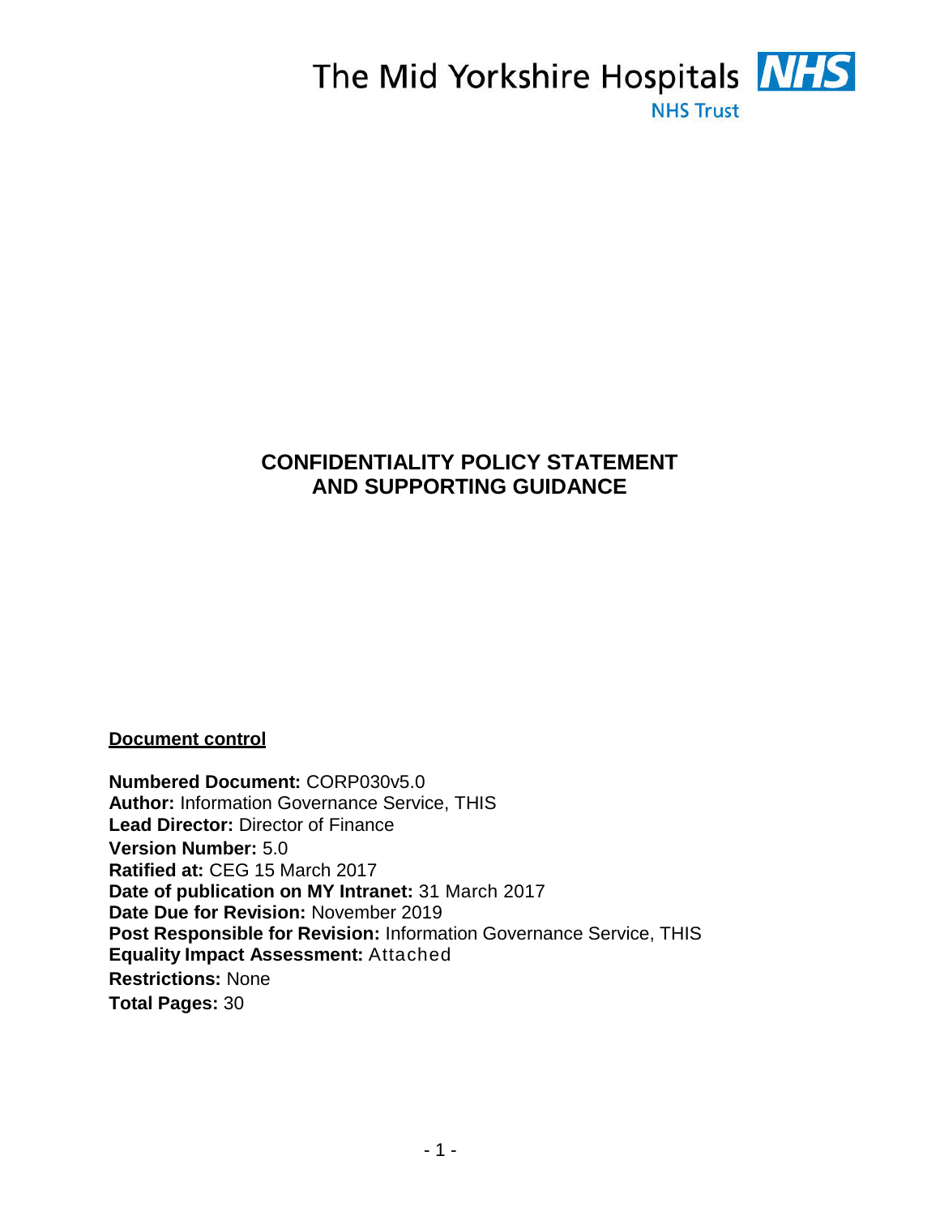The Mid Yorkshire Hospitals NHS

NHS Trust

# CONFIDENTIALITY POLICY STATEMENT AND SUPPORTING GUIDANCE

**Document control**

**Numbered Document:** CORP030v5.0
**Author:** Information Governance Service, THIS
**Lead Director:** Director of Finance
**Version Number:** 5.0
**Ratified at:** CEG 15 March 2017
**Date of publication on MY Intranet:** 31 March 2017
**Date Due for Revision:** November 2019
**Post Responsible for Revision:** Information Governance Service, THIS
**Equality Impact Assessment:** Attached
**Restrictions:** None
**Total Pages:** 30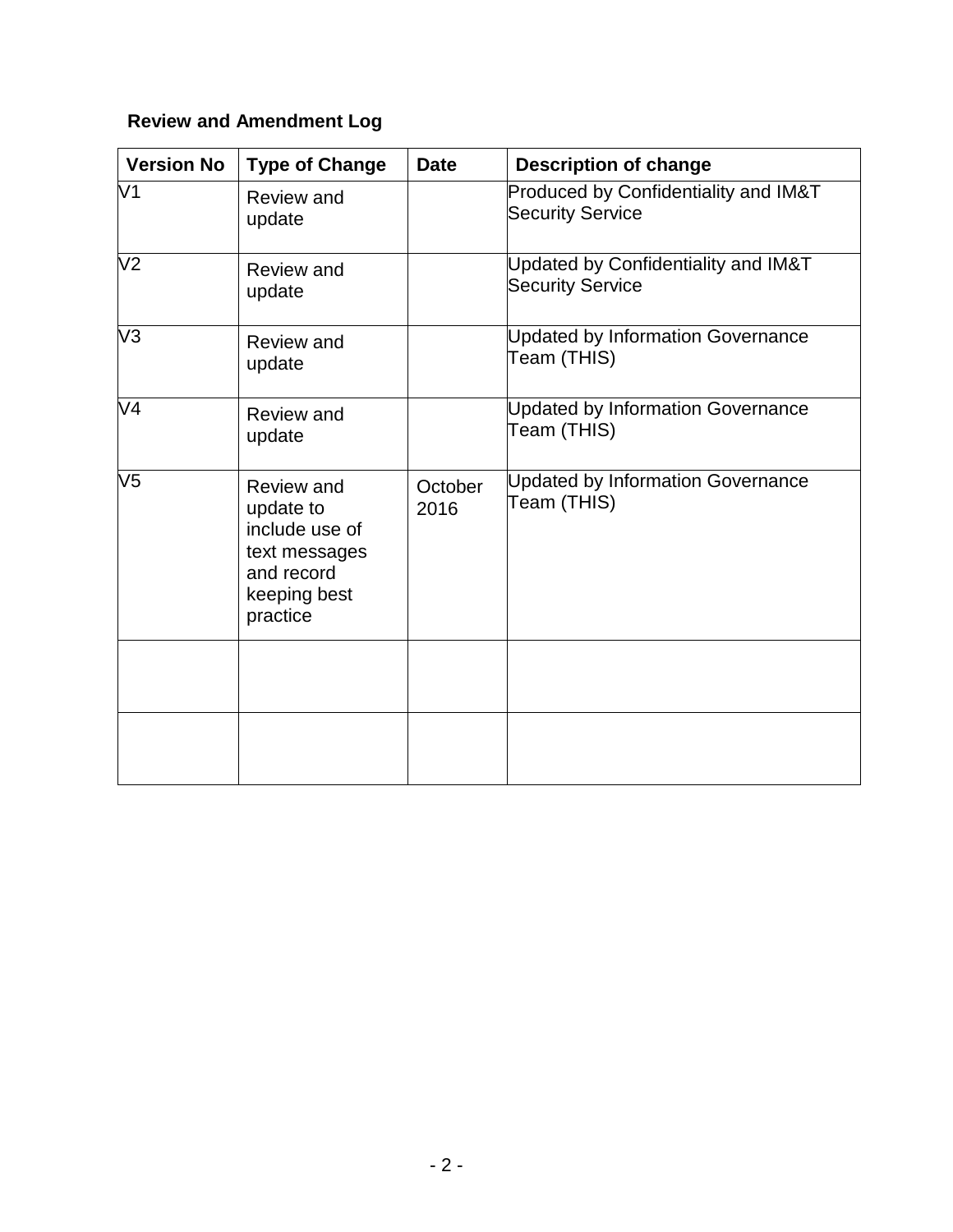**Review and Amendment Log**

| Version No | Type of Change | Date | Description of change |
|---|---|---|---|
| V1 | Review and update | | Produced by Confidentiality and IM&T Security Service |
| V2 | Review and update | | Updated by Confidentiality and IM&T Security Service |
| V3 | Review and update | | Updated by Information Governance Team (THIS) |
| V4 | Review and update | | Updated by Information Governance Team (THIS) |
| V5 | Review and update to include use of text messages and record keeping best practice | October 2016 | Updated by Information Governance Team (THIS) |
| | | | |
| | | | |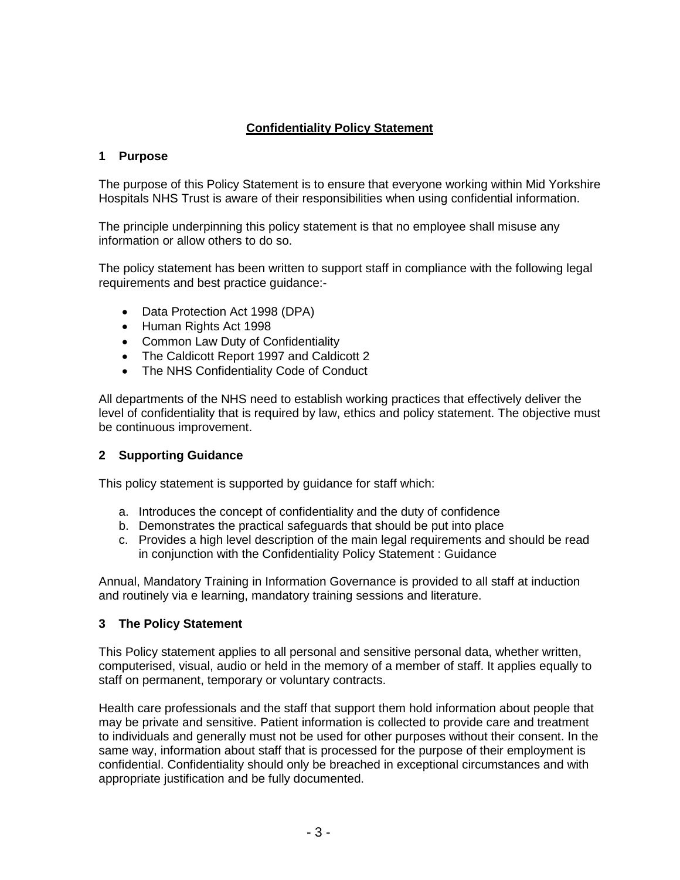# Confidentiality Policy Statement

## 1 Purpose

The purpose of this Policy Statement is to ensure that everyone working within Mid Yorkshire Hospitals NHS Trust is aware of their responsibilities when using confidential information.

The principle underpinning this policy statement is that no employee shall misuse any information or allow others to do so.

The policy statement has been written to support staff in compliance with the following legal requirements and best practice guidance:-

- Data Protection Act 1998 (DPA)
- Human Rights Act 1998
- Common Law Duty of Confidentiality
- The Caldicott Report 1997 and Caldicott 2
- The NHS Confidentiality Code of Conduct

All departments of the NHS need to establish working practices that effectively deliver the level of confidentiality that is required by law, ethics and policy statement. The objective must be continuous improvement.

## 2 Supporting Guidance

This policy statement is supported by guidance for staff which:

a. Introduces the concept of confidentiality and the duty of confidence
b. Demonstrates the practical safeguards that should be put into place
c. Provides a high level description of the main legal requirements and should be read in conjunction with the Confidentiality Policy Statement : Guidance

Annual, Mandatory Training in Information Governance is provided to all staff at induction and routinely via e learning, mandatory training sessions and literature.

## 3 The Policy Statement

This Policy statement applies to all personal and sensitive personal data, whether written, computerised, visual, audio or held in the memory of a member of staff. It applies equally to staff on permanent, temporary or voluntary contracts.

Health care professionals and the staff that support them hold information about people that may be private and sensitive. Patient information is collected to provide care and treatment to individuals and generally must not be used for other purposes without their consent. In the same way, information about staff that is processed for the purpose of their employment is confidential. Confidentiality should only be breached in exceptional circumstances and with appropriate justification and be fully documented.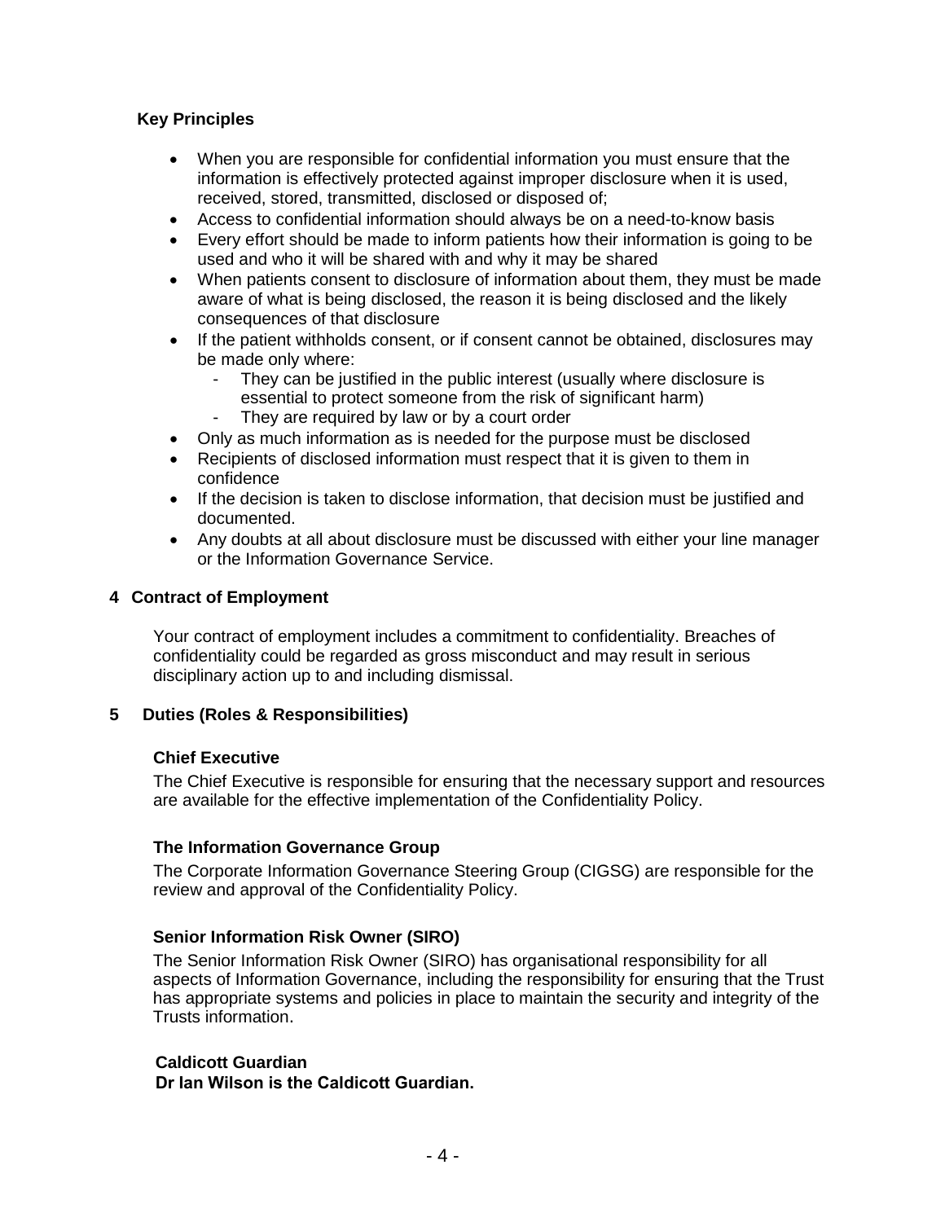**Key Principles**

- When you are responsible for confidential information you must ensure that the information is effectively protected against improper disclosure when it is used, received, stored, transmitted, disclosed or disposed of;
- Access to confidential information should always be on a need-to-know basis
- Every effort should be made to inform patients how their information is going to be used and who it will be shared with and why it may be shared
- When patients consent to disclosure of information about them, they must be made aware of what is being disclosed, the reason it is being disclosed and the likely consequences of that disclosure
- If the patient withholds consent, or if consent cannot be obtained, disclosures may be made only where:
    - They can be justified in the public interest (usually where disclosure is essential to protect someone from the risk of significant harm)
    - They are required by law or by a court order
- Only as much information as is needed for the purpose must be disclosed
- Recipients of disclosed information must respect that it is given to them in confidence
- If the decision is taken to disclose information, that decision must be justified and documented.
- Any doubts at all about disclosure must be discussed with either your line manager or the Information Governance Service.

## 4 Contract of Employment

Your contract of employment includes a commitment to confidentiality. Breaches of confidentiality could be regarded as gross misconduct and may result in serious disciplinary action up to and including dismissal.

## 5 Duties (Roles & Responsibilities)

**Chief Executive**

The Chief Executive is responsible for ensuring that the necessary support and resources are available for the effective implementation of the Confidentiality Policy.

**The Information Governance Group**

The Corporate Information Governance Steering Group (CIGSG) are responsible for the review and approval of the Confidentiality Policy.

**Senior Information Risk Owner (SIRO)**

The Senior Information Risk Owner (SIRO) has organisational responsibility for all aspects of Information Governance, including the responsibility for ensuring that the Trust has appropriate systems and policies in place to maintain the security and integrity of the Trusts information.

**Caldicott Guardian**

**Dr Ian Wilson is the Caldicott Guardian.**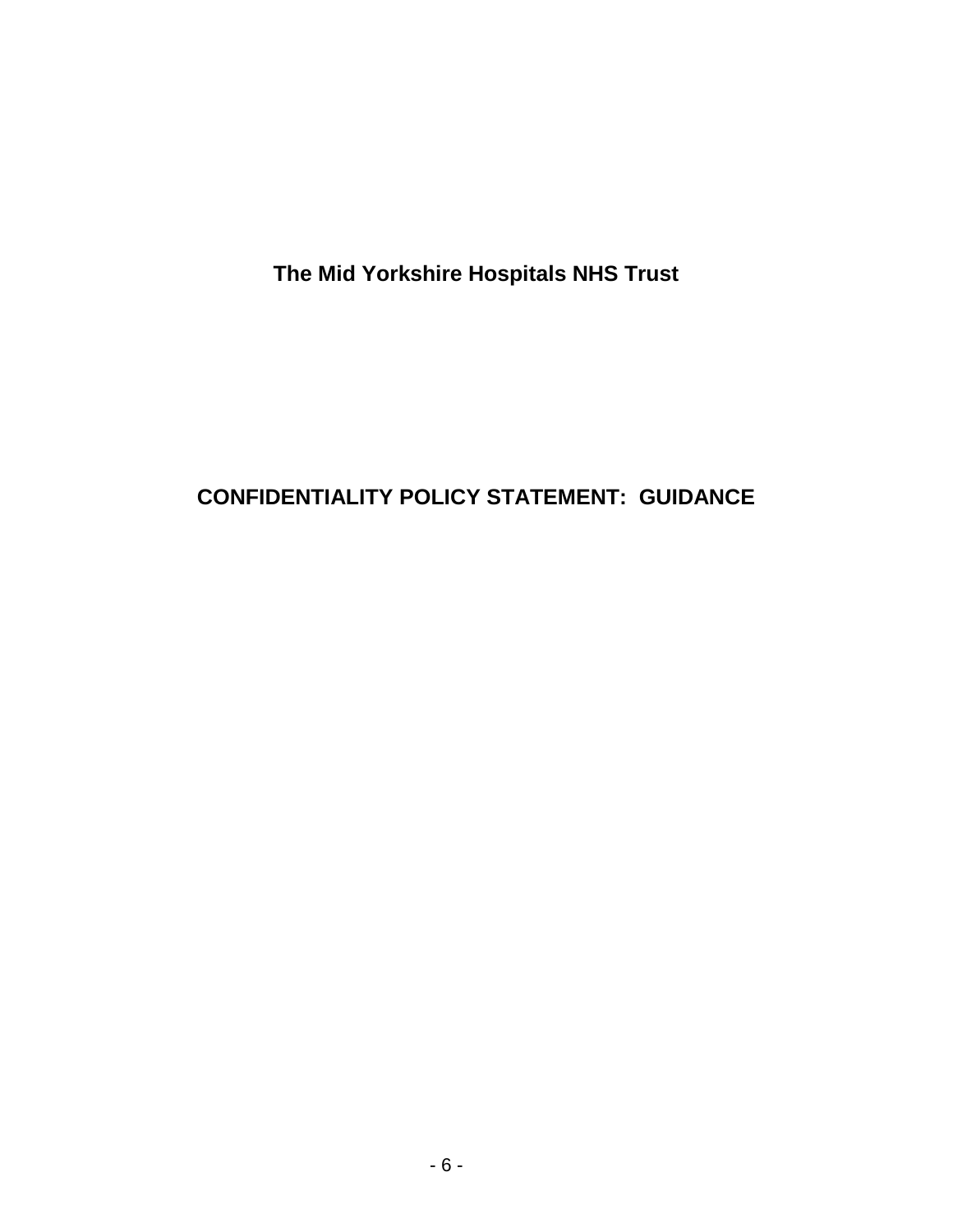**The Mid Yorkshire Hospitals NHS Trust**

# CONFIDENTIALITY POLICY STATEMENT: GUIDANCE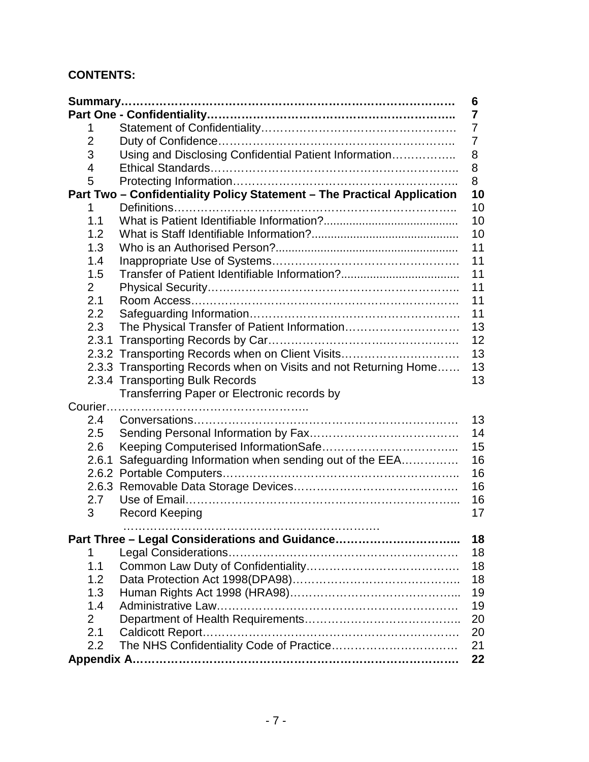**CONTENTS:**

| | | |
|---|---|---|
| **Summary** | | **6** |
| **Part One - Confidentiality** | | **7** |
| 1 | Statement of Confidentiality | 7 |
| 2 | Duty of Confidence | 7 |
| 3 | Using and Disclosing Confidential Patient Information | 8 |
| 4 | Ethical Standards | 8 |
| 5 | Protecting Information | 8 |
| **Part Two – Confidentiality Policy Statement – The Practical Application** | | **10** |
| 1 | Definitions | 10 |
| 1.1 | What is Patient Identifiable Information? | 10 |
| 1.2 | What is Staff Identifiable Information? | 10 |
| 1.3 | Who is an Authorised Person? | 11 |
| 1.4 | Inappropriate Use of Systems | 11 |
| 1.5 | Transfer of Patient Identifiable Information? | 11 |
| 2 | Physical Security | 11 |
| 2.1 | Room Access | 11 |
| 2.2 | Safeguarding Information | 11 |
| 2.3 | The Physical Transfer of Patient Information | 13 |
| 2.3.1 | Transporting Records by Car | 12 |
| 2.3.2 | Transporting Records when on Client Visits | 13 |
| 2.3.3 | Transporting Records when on Visits and not Returning Home | 13 |
| 2.3.4 | Transporting Bulk Records | 13 |
| | Transferring Paper or Electronic records by Courier | |
| 2.4 | Conversations | 13 |
| 2.5 | Sending Personal Information by Fax | 14 |
| 2.6 | Keeping Computerised InformationSafe | 15 |
| 2.6.1 | Safeguarding Information when sending out of the EEA | 16 |
| 2.6.2 | Portable Computers | 16 |
| 2.6.3 | Removable Data Storage Devices | 16 |
| 2.7 | Use of Email | 16 |
| 3 | Record Keeping | 17 |
| **Part Three – Legal Considerations and Guidance** | | **18** |
| 1 | Legal Considerations | 18 |
| 1.1 | Common Law Duty of Confidentiality | 18 |
| 1.2 | Data Protection Act 1998(DPA98) | 18 |
| 1.3 | Human Rights Act 1998 (HRA98) | 19 |
| 1.4 | Administrative Law | 19 |
| 2 | Department of Health Requirements | 20 |
| 2.1 | Caldicott Report | 20 |
| 2.2 | The NHS Confidentiality Code of Practice | 21 |
| **Appendix A** | | **22** |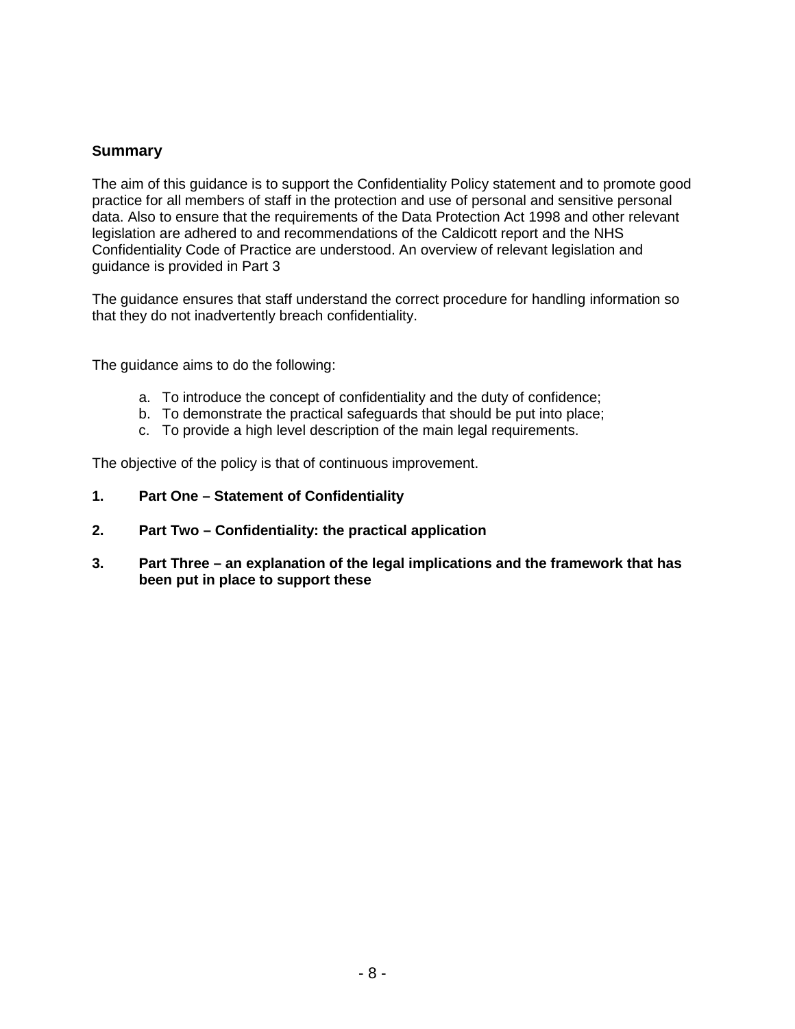## Summary

The aim of this guidance is to support the Confidentiality Policy statement and to promote good practice for all members of staff in the protection and use of personal and sensitive personal data. Also to ensure that the requirements of the Data Protection Act 1998 and other relevant legislation are adhered to and recommendations of the Caldicott report and the NHS Confidentiality Code of Practice are understood. An overview of relevant legislation and guidance is provided in Part 3

The guidance ensures that staff understand the correct procedure for handling information so that they do not inadvertently breach confidentiality.

The guidance aims to do the following:

a. To introduce the concept of confidentiality and the duty of confidence;
b. To demonstrate the practical safeguards that should be put into place;
c. To provide a high level description of the main legal requirements.

The objective of the policy is that of continuous improvement.

**1. Part One – Statement of Confidentiality**

**2. Part Two – Confidentiality: the practical application**

**3. Part Three – an explanation of the legal implications and the framework that has been put in place to support these**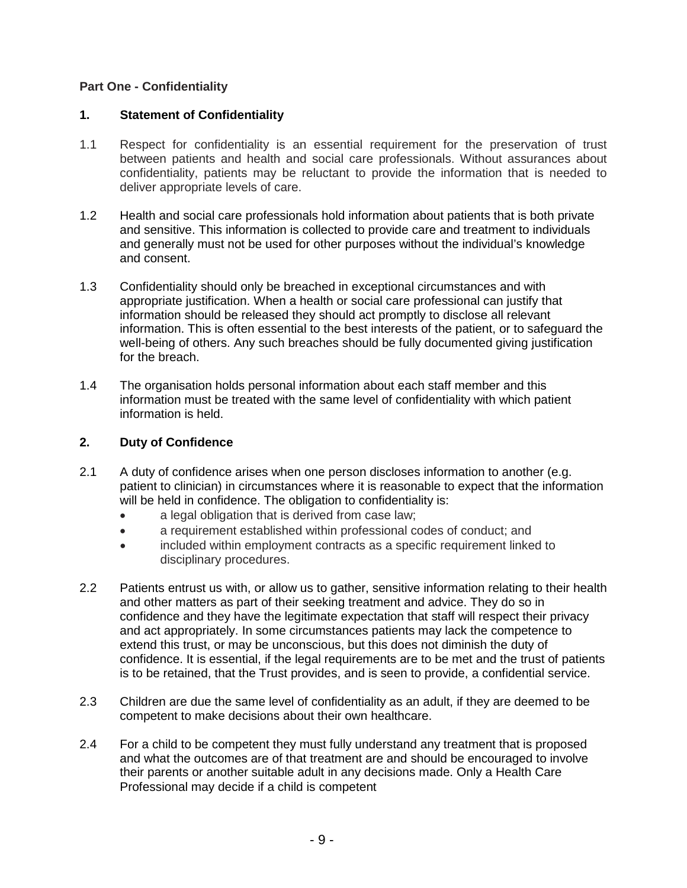## Part One - Confidentiality

### 1. Statement of Confidentiality

1.1 Respect for confidentiality is an essential requirement for the preservation of trust between patients and health and social care professionals. Without assurances about confidentiality, patients may be reluctant to provide the information that is needed to deliver appropriate levels of care.

1.2 Health and social care professionals hold information about patients that is both private and sensitive. This information is collected to provide care and treatment to individuals and generally must not be used for other purposes without the individual's knowledge and consent.

1.3 Confidentiality should only be breached in exceptional circumstances and with appropriate justification. When a health or social care professional can justify that information should be released they should act promptly to disclose all relevant information. This is often essential to the best interests of the patient, or to safeguard the well-being of others. Any such breaches should be fully documented giving justification for the breach.

1.4 The organisation holds personal information about each staff member and this information must be treated with the same level of confidentiality with which patient information is held.

### 2. Duty of Confidence

2.1 A duty of confidence arises when one person discloses information to another (e.g. patient to clinician) in circumstances where it is reasonable to expect that the information will be held in confidence. The obligation to confidentiality is:

- a legal obligation that is derived from case law;
- a requirement established within professional codes of conduct; and
- included within employment contracts as a specific requirement linked to disciplinary procedures.

2.2 Patients entrust us with, or allow us to gather, sensitive information relating to their health and other matters as part of their seeking treatment and advice. They do so in confidence and they have the legitimate expectation that staff will respect their privacy and act appropriately. In some circumstances patients may lack the competence to extend this trust, or may be unconscious, but this does not diminish the duty of confidence. It is essential, if the legal requirements are to be met and the trust of patients is to be retained, that the Trust provides, and is seen to provide, a confidential service.

2.3 Children are due the same level of confidentiality as an adult, if they are deemed to be competent to make decisions about their own healthcare.

2.4 For a child to be competent they must fully understand any treatment that is proposed and what the outcomes are of that treatment are and should be encouraged to involve their parents or another suitable adult in any decisions made. Only a Health Care Professional may decide if a child is competent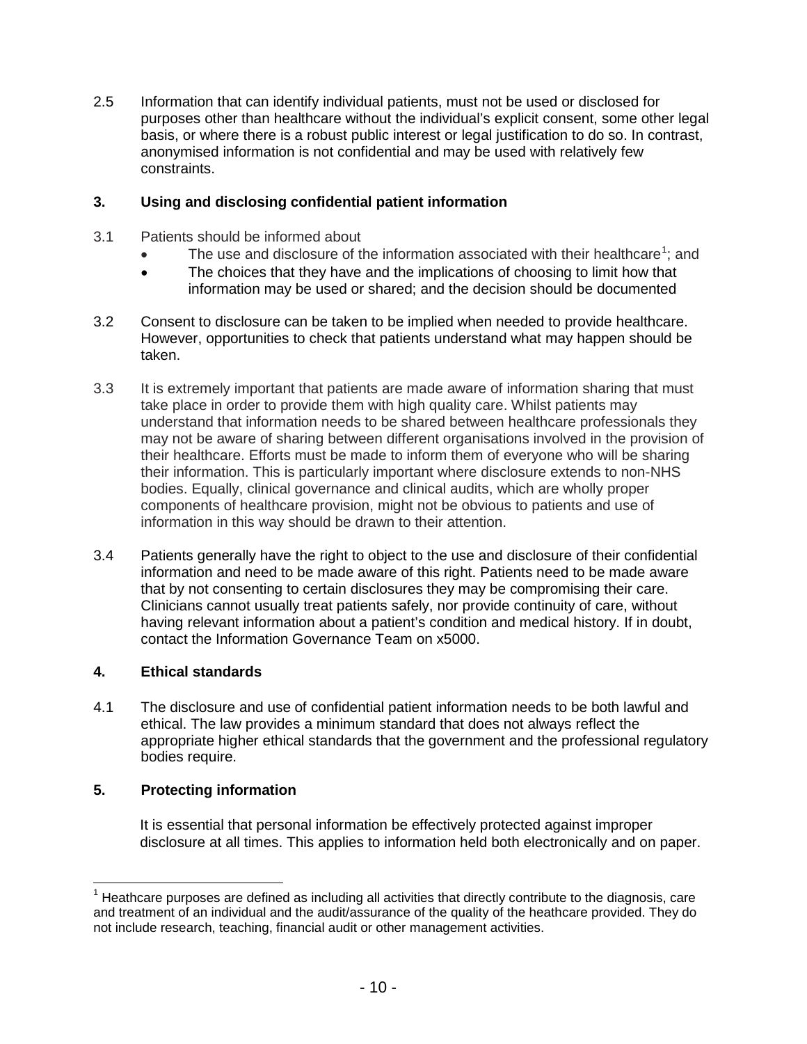2.5 Information that can identify individual patients, must not be used or disclosed for purposes other than healthcare without the individual's explicit consent, some other legal basis, or where there is a robust public interest or legal justification to do so. In contrast, anonymised information is not confidential and may be used with relatively few constraints.

## 3. Using and disclosing confidential patient information

3.1 Patients should be informed about

- The use and disclosure of the information associated with their healthcare[1]; and
- The choices that they have and the implications of choosing to limit how that information may be used or shared; and the decision should be documented

3.2 Consent to disclosure can be taken to be implied when needed to provide healthcare. However, opportunities to check that patients understand what may happen should be taken.

3.3 It is extremely important that patients are made aware of information sharing that must take place in order to provide them with high quality care. Whilst patients may understand that information needs to be shared between healthcare professionals they may not be aware of sharing between different organisations involved in the provision of their healthcare. Efforts must be made to inform them of everyone who will be sharing their information. This is particularly important where disclosure extends to non-NHS bodies. Equally, clinical governance and clinical audits, which are wholly proper components of healthcare provision, might not be obvious to patients and use of information in this way should be drawn to their attention.

3.4 Patients generally have the right to object to the use and disclosure of their confidential information and need to be made aware of this right. Patients need to be made aware that by not consenting to certain disclosures they may be compromising their care. Clinicians cannot usually treat patients safely, nor provide continuity of care, without having relevant information about a patient's condition and medical history. If in doubt, contact the Information Governance Team on x5000.

## 4. Ethical standards

4.1 The disclosure and use of confidential patient information needs to be both lawful and ethical. The law provides a minimum standard that does not always reflect the appropriate higher ethical standards that the government and the professional regulatory bodies require.

## 5. Protecting information

It is essential that personal information be effectively protected against improper disclosure at all times. This applies to information held both electronically and on paper.

---

[1] Heathcare purposes are defined as including all activities that directly contribute to the diagnosis, care and treatment of an individual and the audit/assurance of the quality of the heathcare provided. They do not include research, teaching, financial audit or other management activities.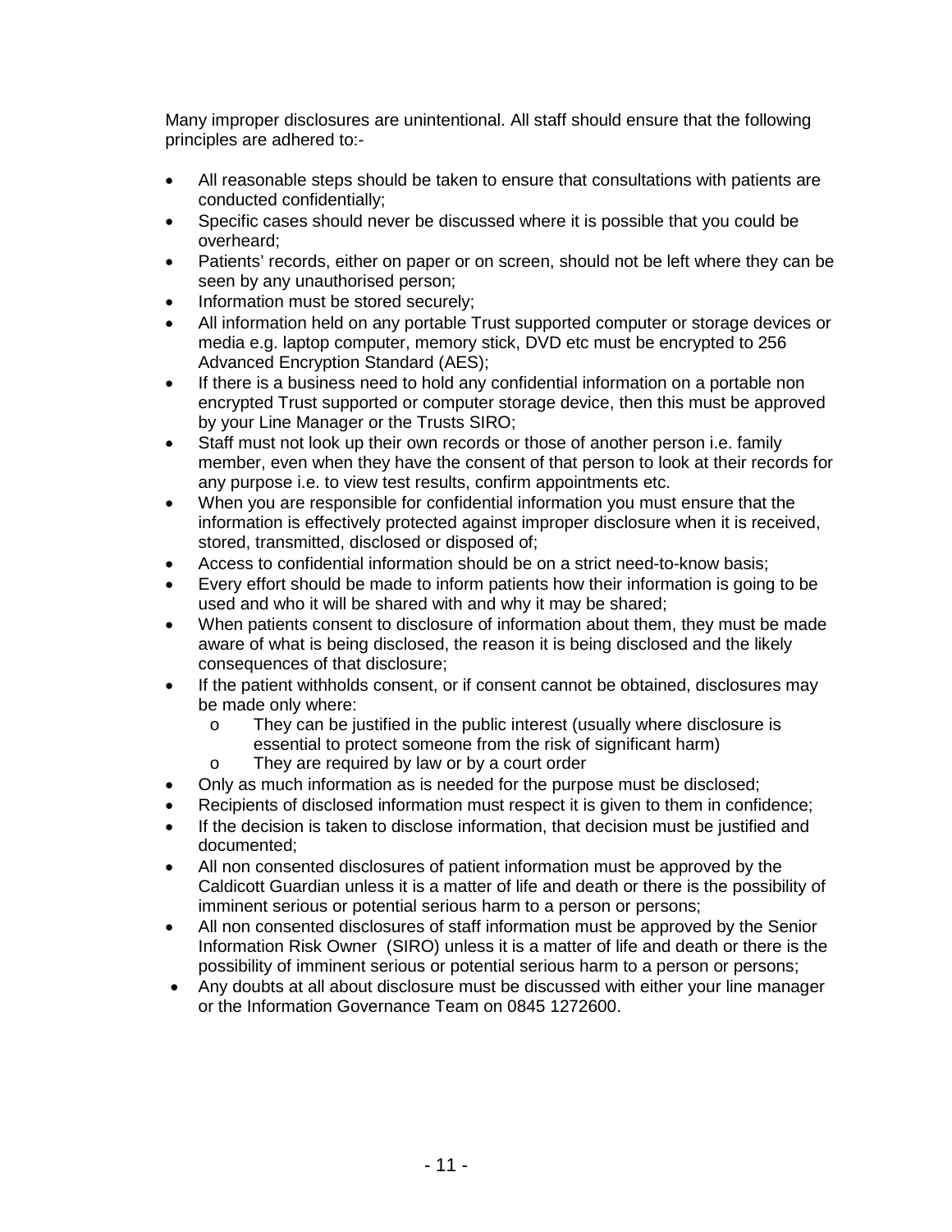Many improper disclosures are unintentional. All staff should ensure that the following principles are adhered to:-

- All reasonable steps should be taken to ensure that consultations with patients are conducted confidentially;
- Specific cases should never be discussed where it is possible that you could be overheard;
- Patients' records, either on paper or on screen, should not be left where they can be seen by any unauthorised person;
- Information must be stored securely;
- All information held on any portable Trust supported computer or storage devices or media e.g. laptop computer, memory stick, DVD etc must be encrypted to 256 Advanced Encryption Standard (AES);
- If there is a business need to hold any confidential information on a portable non encrypted Trust supported or computer storage device, then this must be approved by your Line Manager or the Trusts SIRO;
- Staff must not look up their own records or those of another person i.e. family member, even when they have the consent of that person to look at their records for any purpose i.e. to view test results, confirm appointments etc.
- When you are responsible for confidential information you must ensure that the information is effectively protected against improper disclosure when it is received, stored, transmitted, disclosed or disposed of;
- Access to confidential information should be on a strict need-to-know basis;
- Every effort should be made to inform patients how their information is going to be used and who it will be shared with and why it may be shared;
- When patients consent to disclosure of information about them, they must be made aware of what is being disclosed, the reason it is being disclosed and the likely consequences of that disclosure;
- If the patient withholds consent, or if consent cannot be obtained, disclosures may be made only where:
    - They can be justified in the public interest (usually where disclosure is essential to protect someone from the risk of significant harm)
    - They are required by law or by a court order
- Only as much information as is needed for the purpose must be disclosed;
- Recipients of disclosed information must respect it is given to them in confidence;
- If the decision is taken to disclose information, that decision must be justified and documented;
- All non consented disclosures of patient information must be approved by the Caldicott Guardian unless it is a matter of life and death or there is the possibility of imminent serious or potential serious harm to a person or persons;
- All non consented disclosures of staff information must be approved by the Senior Information Risk Owner (SIRO) unless it is a matter of life and death or there is the possibility of imminent serious or potential serious harm to a person or persons;
- Any doubts at all about disclosure must be discussed with either your line manager or the Information Governance Team on 0845 1272600.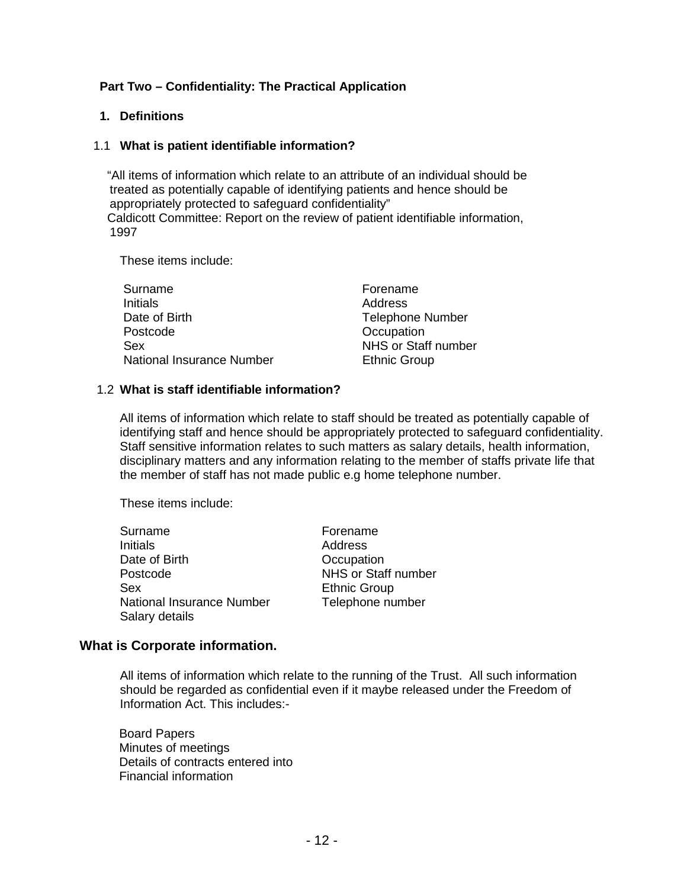## Part Two – Confidentiality: The Practical Application

### 1. Definitions

#### 1.1 What is patient identifiable information?

"All items of information which relate to an attribute of an individual should be treated as potentially capable of identifying patients and hence should be appropriately protected to safeguard confidentiality"
Caldicott Committee: Report on the review of patient identifiable information, 1997

These items include:

| | |
|---|---|
| Surname | Forename |
| Initials | Address |
| Date of Birth | Telephone Number |
| Postcode | Occupation |
| Sex | NHS or Staff number |
| National Insurance Number | Ethnic Group |

#### 1.2 What is staff identifiable information?

All items of information which relate to staff should be treated as potentially capable of identifying staff and hence should be appropriately protected to safeguard confidentiality. Staff sensitive information relates to such matters as salary details, health information, disciplinary matters and any information relating to the member of staffs private life that the member of staff has not made public e.g home telephone number.

These items include:

| | |
|---|---|
| Surname | Forename |
| Initials | Address |
| Date of Birth | Occupation |
| Postcode | NHS or Staff number |
| Sex | Ethnic Group |
| National Insurance Number | Telephone number |
| Salary details | |

### What is Corporate information.

All items of information which relate to the running of the Trust. All such information should be regarded as confidential even if it maybe released under the Freedom of Information Act. This includes:-

Board Papers
Minutes of meetings
Details of contracts entered into
Financial information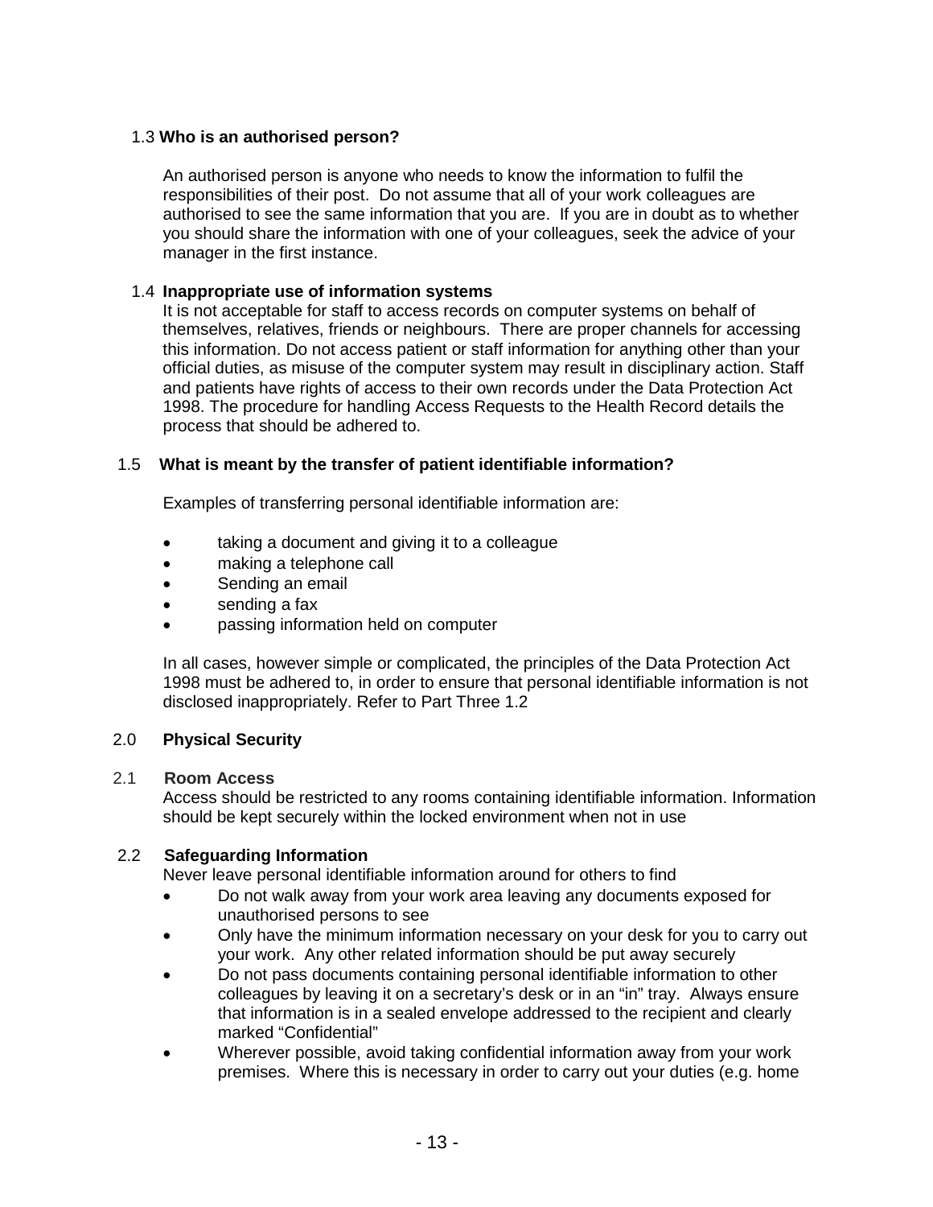### 1.3 Who is an authorised person?

An authorised person is anyone who needs to know the information to fulfil the responsibilities of their post. Do not assume that all of your work colleagues are authorised to see the same information that you are. If you are in doubt as to whether you should share the information with one of your colleagues, seek the advice of your manager in the first instance.

### 1.4 Inappropriate use of information systems

It is not acceptable for staff to access records on computer systems on behalf of themselves, relatives, friends or neighbours. There are proper channels for accessing this information. Do not access patient or staff information for anything other than your official duties, as misuse of the computer system may result in disciplinary action. Staff and patients have rights of access to their own records under the Data Protection Act 1998. The procedure for handling Access Requests to the Health Record details the process that should be adhered to.

### 1.5 What is meant by the transfer of patient identifiable information?

Examples of transferring personal identifiable information are:

- taking a document and giving it to a colleague
- making a telephone call
- Sending an email
- sending a fax
- passing information held on computer

In all cases, however simple or complicated, the principles of the Data Protection Act 1998 must be adhered to, in order to ensure that personal identifiable information is not disclosed inappropriately. Refer to Part Three 1.2

## 2.0 Physical Security

### 2.1 Room Access

Access should be restricted to any rooms containing identifiable information. Information should be kept securely within the locked environment when not in use

### 2.2 Safeguarding Information

Never leave personal identifiable information around for others to find

- Do not walk away from your work area leaving any documents exposed for unauthorised persons to see
- Only have the minimum information necessary on your desk for you to carry out your work. Any other related information should be put away securely
- Do not pass documents containing personal identifiable information to other colleagues by leaving it on a secretary's desk or in an "in" tray. Always ensure that information is in a sealed envelope addressed to the recipient and clearly marked "Confidential"
- Wherever possible, avoid taking confidential information away from your work premises. Where this is necessary in order to carry out your duties (e.g. home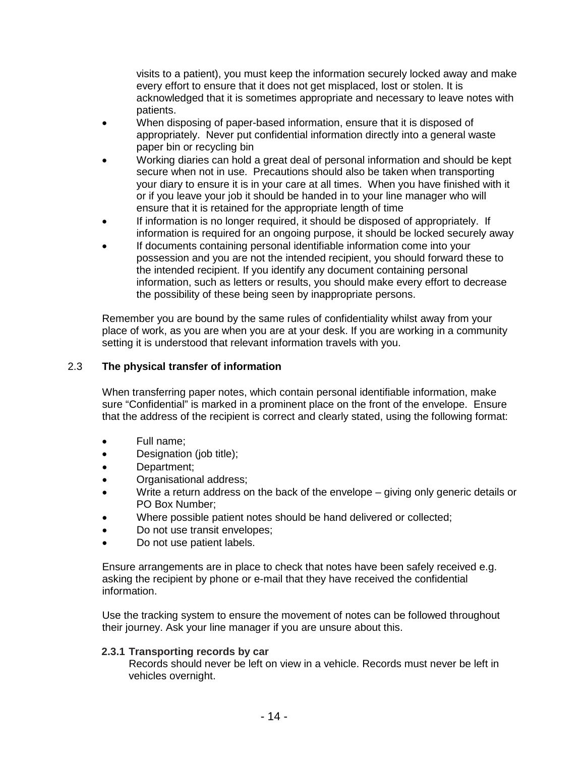visits to a patient), you must keep the information securely locked away and make every effort to ensure that it does not get misplaced, lost or stolen. It is acknowledged that it is sometimes appropriate and necessary to leave notes with patients.

- When disposing of paper-based information, ensure that it is disposed of appropriately. Never put confidential information directly into a general waste paper bin or recycling bin
- Working diaries can hold a great deal of personal information and should be kept secure when not in use. Precautions should also be taken when transporting your diary to ensure it is in your care at all times. When you have finished with it or if you leave your job it should be handed in to your line manager who will ensure that it is retained for the appropriate length of time
- If information is no longer required, it should be disposed of appropriately. If information is required for an ongoing purpose, it should be locked securely away
- If documents containing personal identifiable information come into your possession and you are not the intended recipient, you should forward these to the intended recipient. If you identify any document containing personal information, such as letters or results, you should make every effort to decrease the possibility of these being seen by inappropriate persons.

Remember you are bound by the same rules of confidentiality whilst away from your place of work, as you are when you are at your desk. If you are working in a community setting it is understood that relevant information travels with you.

## 2.3 The physical transfer of information

When transferring paper notes, which contain personal identifiable information, make sure "Confidential" is marked in a prominent place on the front of the envelope. Ensure that the address of the recipient is correct and clearly stated, using the following format:

- Full name;
- Designation (job title);
- Department;
- Organisational address;
- Write a return address on the back of the envelope – giving only generic details or PO Box Number;
- Where possible patient notes should be hand delivered or collected;
- Do not use transit envelopes;
- Do not use patient labels.

Ensure arrangements are in place to check that notes have been safely received e.g. asking the recipient by phone or e-mail that they have received the confidential information.

Use the tracking system to ensure the movement of notes can be followed throughout their journey. Ask your line manager if you are unsure about this.

### 2.3.1 Transporting records by car

Records should never be left on view in a vehicle. Records must never be left in vehicles overnight.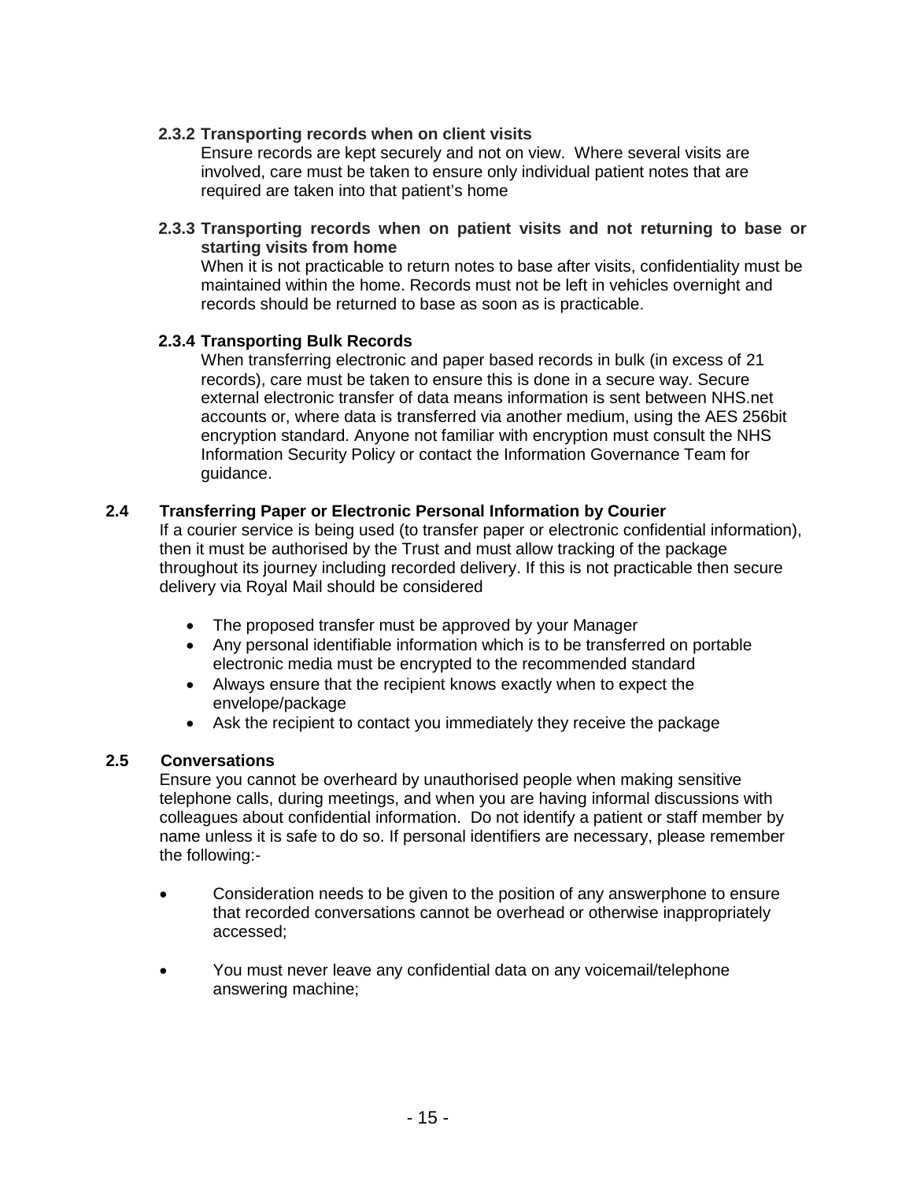### 2.3.2 Transporting records when on client visits

Ensure records are kept securely and not on view. Where several visits are involved, care must be taken to ensure only individual patient notes that are required are taken into that patient's home

### 2.3.3 Transporting records when on patient visits and not returning to base or starting visits from home

When it is not practicable to return notes to base after visits, confidentiality must be maintained within the home. Records must not be left in vehicles overnight and records should be returned to base as soon as is practicable.

### 2.3.4 Transporting Bulk Records

When transferring electronic and paper based records in bulk (in excess of 21 records), care must be taken to ensure this is done in a secure way. Secure external electronic transfer of data means information is sent between NHS.net accounts or, where data is transferred via another medium, using the AES 256bit encryption standard. Anyone not familiar with encryption must consult the NHS Information Security Policy or contact the Information Governance Team for guidance.

## 2.4 Transferring Paper or Electronic Personal Information by Courier

If a courier service is being used (to transfer paper or electronic confidential information), then it must be authorised by the Trust and must allow tracking of the package throughout its journey including recorded delivery. If this is not practicable then secure delivery via Royal Mail should be considered

- The proposed transfer must be approved by your Manager
- Any personal identifiable information which is to be transferred on portable electronic media must be encrypted to the recommended standard
- Always ensure that the recipient knows exactly when to expect the envelope/package
- Ask the recipient to contact you immediately they receive the package

## 2.5 Conversations

Ensure you cannot be overheard by unauthorised people when making sensitive telephone calls, during meetings, and when you are having informal discussions with colleagues about confidential information. Do not identify a patient or staff member by name unless it is safe to do so. If personal identifiers are necessary, please remember the following:-

- Consideration needs to be given to the position of any answerphone to ensure that recorded conversations cannot be overhead or otherwise inappropriately accessed;
- You must never leave any confidential data on any voicemail/telephone answering machine;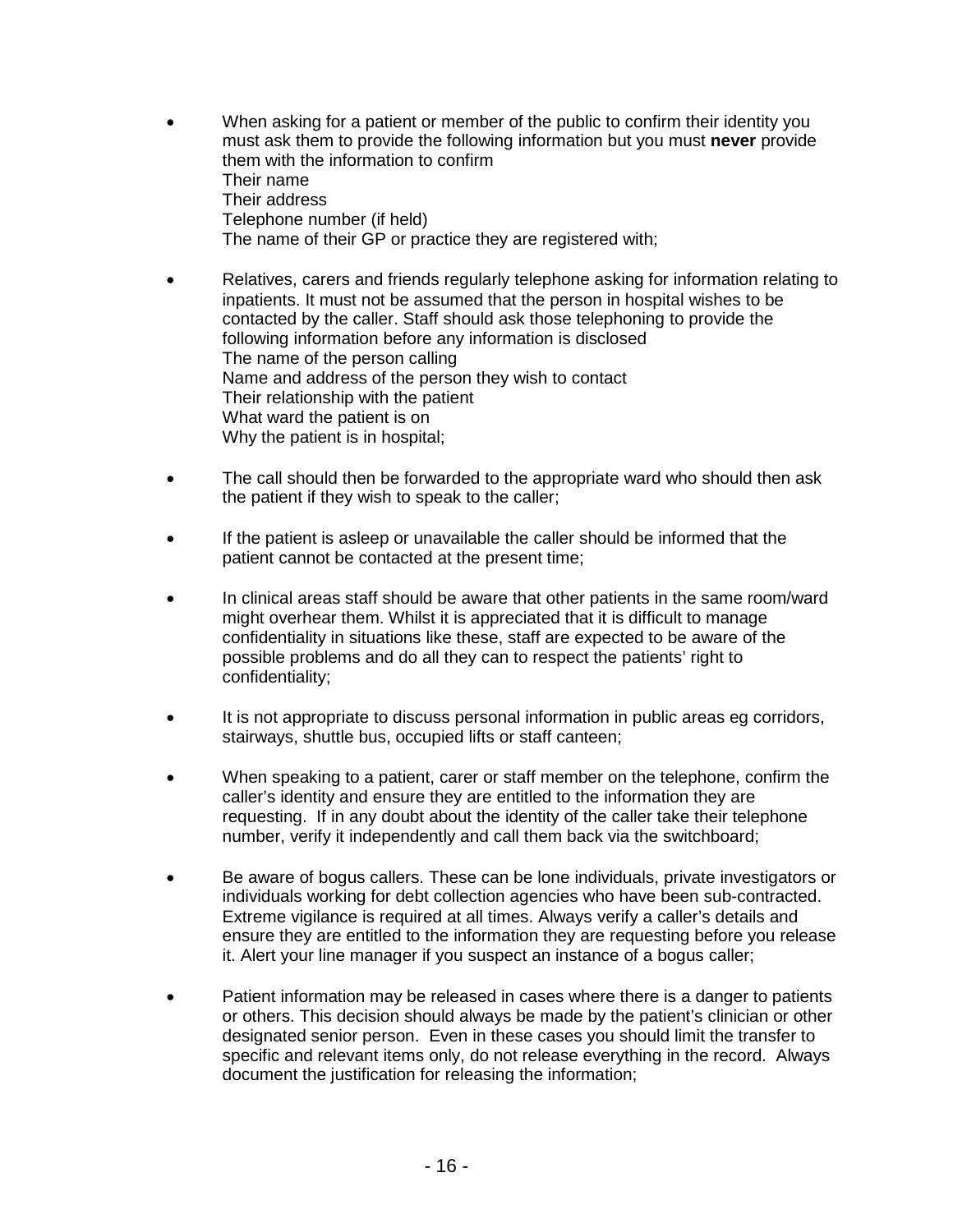- When asking for a patient or member of the public to confirm their identity you must ask them to provide the following information but you must **never** provide them with the information to confirm
  Their name
  Their address
  Telephone number (if held)
  The name of their GP or practice they are registered with;

- Relatives, carers and friends regularly telephone asking for information relating to inpatients. It must not be assumed that the person in hospital wishes to be contacted by the caller. Staff should ask those telephoning to provide the following information before any information is disclosed
  The name of the person calling
  Name and address of the person they wish to contact
  Their relationship with the patient
  What ward the patient is on
  Why the patient is in hospital;

- The call should then be forwarded to the appropriate ward who should then ask the patient if they wish to speak to the caller;

- If the patient is asleep or unavailable the caller should be informed that the patient cannot be contacted at the present time;

- In clinical areas staff should be aware that other patients in the same room/ward might overhear them. Whilst it is appreciated that it is difficult to manage confidentiality in situations like these, staff are expected to be aware of the possible problems and do all they can to respect the patients' right to confidentiality;

- It is not appropriate to discuss personal information in public areas eg corridors, stairways, shuttle bus, occupied lifts or staff canteen;

- When speaking to a patient, carer or staff member on the telephone, confirm the caller's identity and ensure they are entitled to the information they are requesting. If in any doubt about the identity of the caller take their telephone number, verify it independently and call them back via the switchboard;

- Be aware of bogus callers. These can be lone individuals, private investigators or individuals working for debt collection agencies who have been sub-contracted. Extreme vigilance is required at all times. Always verify a caller's details and ensure they are entitled to the information they are requesting before you release it. Alert your line manager if you suspect an instance of a bogus caller;

- Patient information may be released in cases where there is a danger to patients or others. This decision should always be made by the patient's clinician or other designated senior person. Even in these cases you should limit the transfer to specific and relevant items only, do not release everything in the record. Always document the justification for releasing the information;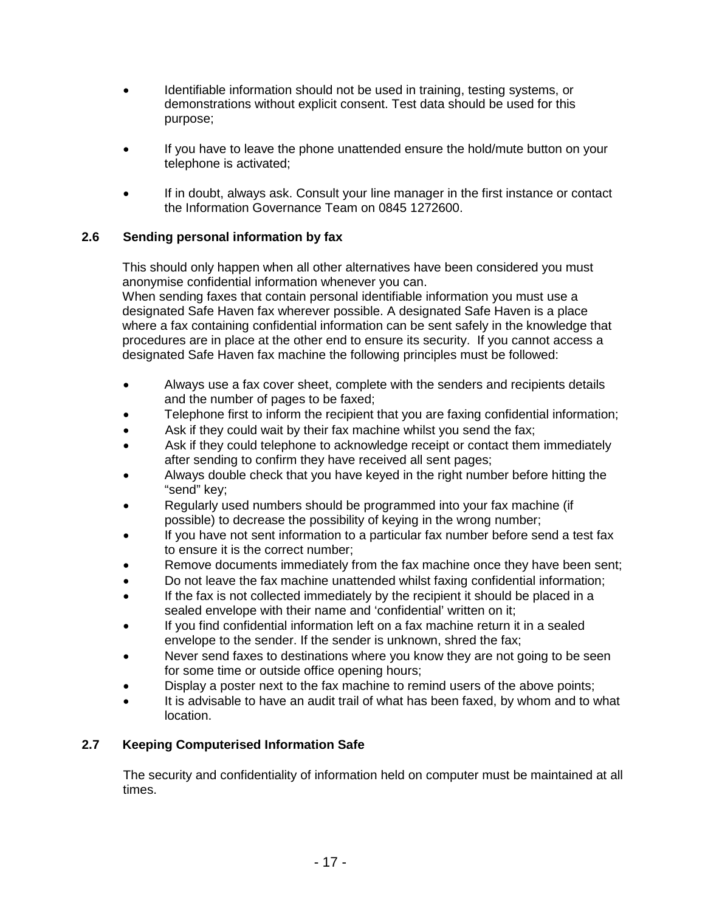- Identifiable information should not be used in training, testing systems, or demonstrations without explicit consent. Test data should be used for this purpose;

- If you have to leave the phone unattended ensure the hold/mute button on your telephone is activated;

- If in doubt, always ask. Consult your line manager in the first instance or contact the Information Governance Team on 0845 1272600.

### 2.6 Sending personal information by fax

This should only happen when all other alternatives have been considered you must anonymise confidential information whenever you can.
When sending faxes that contain personal identifiable information you must use a designated Safe Haven fax wherever possible. A designated Safe Haven is a place where a fax containing confidential information can be sent safely in the knowledge that procedures are in place at the other end to ensure its security. If you cannot access a designated Safe Haven fax machine the following principles must be followed:

- Always use a fax cover sheet, complete with the senders and recipients details and the number of pages to be faxed;
- Telephone first to inform the recipient that you are faxing confidential information;
- Ask if they could wait by their fax machine whilst you send the fax;
- Ask if they could telephone to acknowledge receipt or contact them immediately after sending to confirm they have received all sent pages;
- Always double check that you have keyed in the right number before hitting the "send" key;
- Regularly used numbers should be programmed into your fax machine (if possible) to decrease the possibility of keying in the wrong number;
- If you have not sent information to a particular fax number before send a test fax to ensure it is the correct number;
- Remove documents immediately from the fax machine once they have been sent;
- Do not leave the fax machine unattended whilst faxing confidential information;
- If the fax is not collected immediately by the recipient it should be placed in a sealed envelope with their name and 'confidential' written on it;
- If you find confidential information left on a fax machine return it in a sealed envelope to the sender. If the sender is unknown, shred the fax;
- Never send faxes to destinations where you know they are not going to be seen for some time or outside office opening hours;
- Display a poster next to the fax machine to remind users of the above points;
- It is advisable to have an audit trail of what has been faxed, by whom and to what location.

### 2.7 Keeping Computerised Information Safe

The security and confidentiality of information held on computer must be maintained at all times.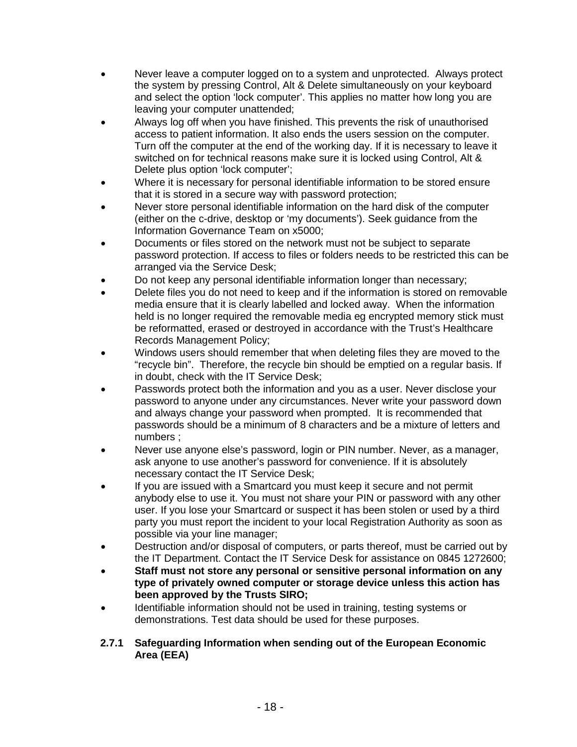- Never leave a computer logged on to a system and unprotected. Always protect the system by pressing Control, Alt & Delete simultaneously on your keyboard and select the option 'lock computer'. This applies no matter how long you are leaving your computer unattended;
- Always log off when you have finished. This prevents the risk of unauthorised access to patient information. It also ends the users session on the computer. Turn off the computer at the end of the working day. If it is necessary to leave it switched on for technical reasons make sure it is locked using Control, Alt & Delete plus option 'lock computer';
- Where it is necessary for personal identifiable information to be stored ensure that it is stored in a secure way with password protection;
- Never store personal identifiable information on the hard disk of the computer (either on the c-drive, desktop or 'my documents'). Seek guidance from the Information Governance Team on x5000;
- Documents or files stored on the network must not be subject to separate password protection. If access to files or folders needs to be restricted this can be arranged via the Service Desk;
- Do not keep any personal identifiable information longer than necessary;
- Delete files you do not need to keep and if the information is stored on removable media ensure that it is clearly labelled and locked away. When the information held is no longer required the removable media eg encrypted memory stick must be reformatted, erased or destroyed in accordance with the Trust's Healthcare Records Management Policy;
- Windows users should remember that when deleting files they are moved to the "recycle bin". Therefore, the recycle bin should be emptied on a regular basis. If in doubt, check with the IT Service Desk;
- Passwords protect both the information and you as a user. Never disclose your password to anyone under any circumstances. Never write your password down and always change your password when prompted. It is recommended that passwords should be a minimum of 8 characters and be a mixture of letters and numbers ;
- Never use anyone else's password, login or PIN number. Never, as a manager, ask anyone to use another's password for convenience. If it is absolutely necessary contact the IT Service Desk;
- If you are issued with a Smartcard you must keep it secure and not permit anybody else to use it. You must not share your PIN or password with any other user. If you lose your Smartcard or suspect it has been stolen or used by a third party you must report the incident to your local Registration Authority as soon as possible via your line manager;
- Destruction and/or disposal of computers, or parts thereof, must be carried out by the IT Department. Contact the IT Service Desk for assistance on 0845 1272600;
- **Staff must not store any personal or sensitive personal information on any type of privately owned computer or storage device unless this action has been approved by the Trusts SIRO;**
- Identifiable information should not be used in training, testing systems or demonstrations. Test data should be used for these purposes.

#### 2.7.1 Safeguarding Information when sending out of the European Economic Area (EEA)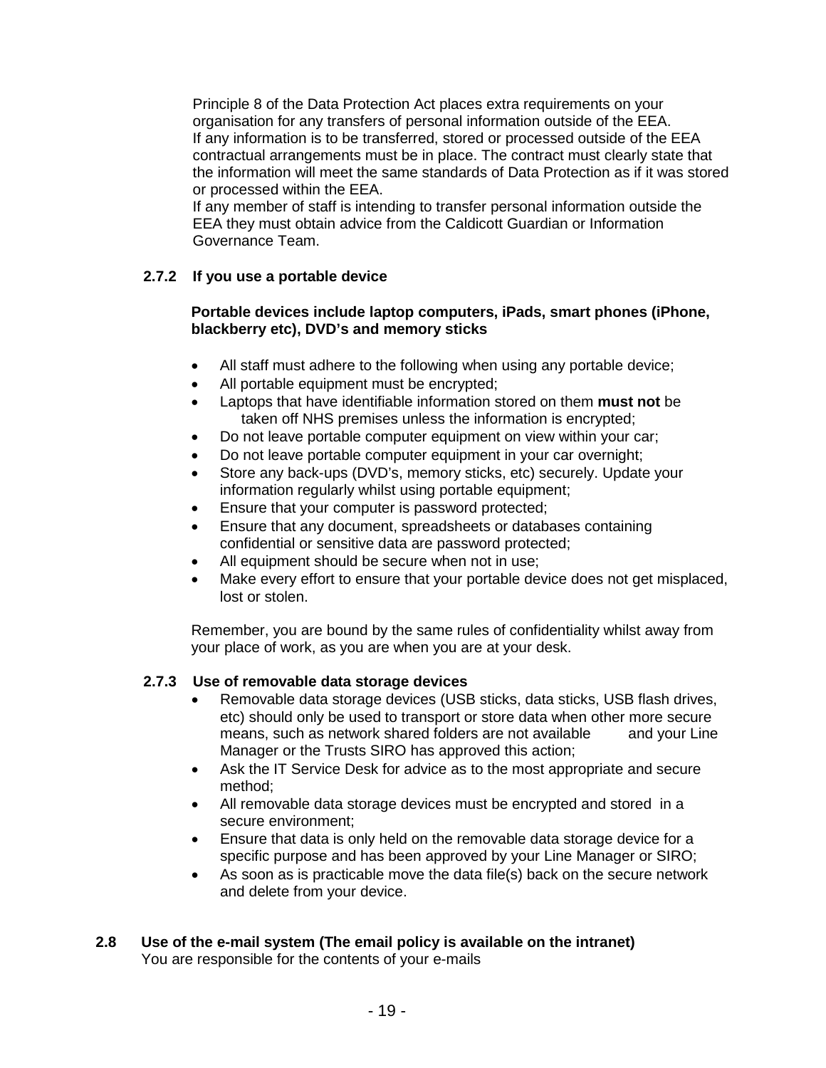Principle 8 of the Data Protection Act places extra requirements on your organisation for any transfers of personal information outside of the EEA.
If any information is to be transferred, stored or processed outside of the EEA contractual arrangements must be in place. The contract must clearly state that the information will meet the same standards of Data Protection as if it was stored or processed within the EEA.
If any member of staff is intending to transfer personal information outside the EEA they must obtain advice from the Caldicott Guardian or Information Governance Team.

#### 2.7.2 If you use a portable device

**Portable devices include laptop computers, iPads, smart phones (iPhone, blackberry etc), DVD's and memory sticks**

- All staff must adhere to the following when using any portable device;
- All portable equipment must be encrypted;
- Laptops that have identifiable information stored on them **must not** be taken off NHS premises unless the information is encrypted;
- Do not leave portable computer equipment on view within your car;
- Do not leave portable computer equipment in your car overnight;
- Store any back-ups (DVD's, memory sticks, etc) securely. Update your information regularly whilst using portable equipment;
- Ensure that your computer is password protected;
- Ensure that any document, spreadsheets or databases containing confidential or sensitive data are password protected;
- All equipment should be secure when not in use;
- Make every effort to ensure that your portable device does not get misplaced, lost or stolen.

Remember, you are bound by the same rules of confidentiality whilst away from your place of work, as you are when you are at your desk.

#### 2.7.3 Use of removable data storage devices

- Removable data storage devices (USB sticks, data sticks, USB flash drives, etc) should only be used to transport or store data when other more secure means, such as network shared folders are not available and your Line Manager or the Trusts SIRO has approved this action;
- Ask the IT Service Desk for advice as to the most appropriate and secure method;
- All removable data storage devices must be encrypted and stored in a secure environment;
- Ensure that data is only held on the removable data storage device for a specific purpose and has been approved by your Line Manager or SIRO;
- As soon as is practicable move the data file(s) back on the secure network and delete from your device.

### 2.8 Use of the e-mail system (The email policy is available on the intranet)

You are responsible for the contents of your e-mails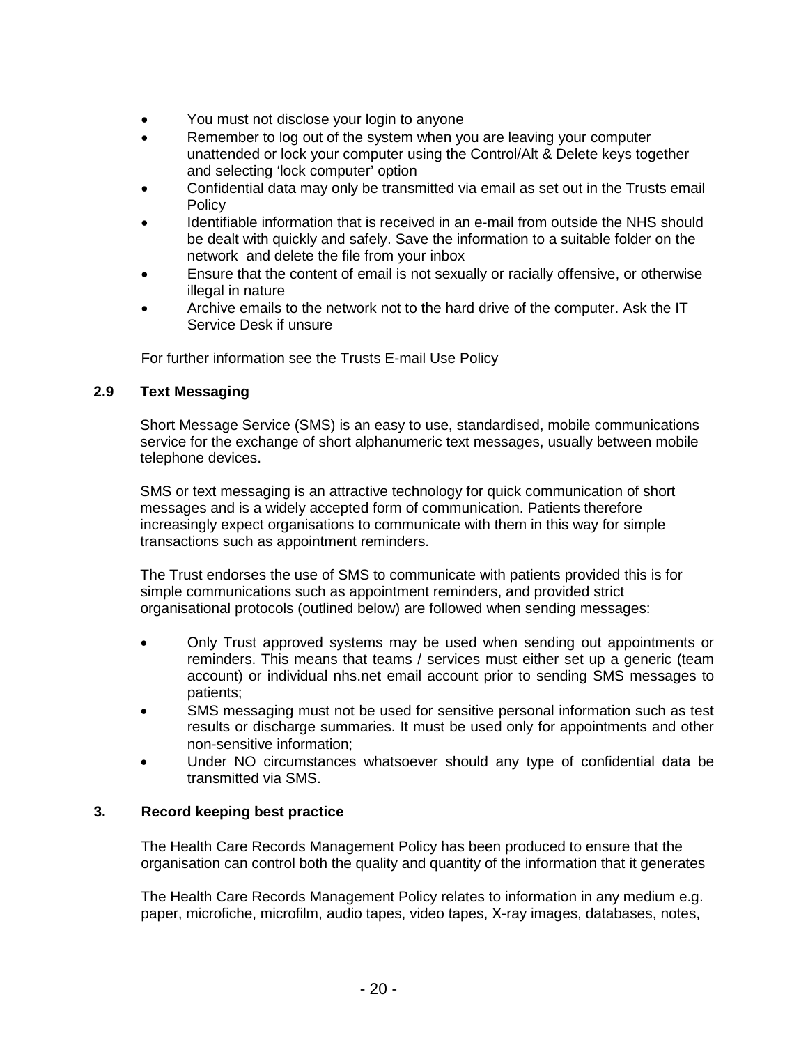- You must not disclose your login to anyone
- Remember to log out of the system when you are leaving your computer unattended or lock your computer using the Control/Alt & Delete keys together and selecting 'lock computer' option
- Confidential data may only be transmitted via email as set out in the Trusts email Policy
- Identifiable information that is received in an e-mail from outside the NHS should be dealt with quickly and safely. Save the information to a suitable folder on the network and delete the file from your inbox
- Ensure that the content of email is not sexually or racially offensive, or otherwise illegal in nature
- Archive emails to the network not to the hard drive of the computer. Ask the IT Service Desk if unsure

For further information see the Trusts E-mail Use Policy

### 2.9 Text Messaging

Short Message Service (SMS) is an easy to use, standardised, mobile communications service for the exchange of short alphanumeric text messages, usually between mobile telephone devices.

SMS or text messaging is an attractive technology for quick communication of short messages and is a widely accepted form of communication. Patients therefore increasingly expect organisations to communicate with them in this way for simple transactions such as appointment reminders.

The Trust endorses the use of SMS to communicate with patients provided this is for simple communications such as appointment reminders, and provided strict organisational protocols (outlined below) are followed when sending messages:

- Only Trust approved systems may be used when sending out appointments or reminders. This means that teams / services must either set up a generic (team account) or individual nhs.net email account prior to sending SMS messages to patients;
- SMS messaging must not be used for sensitive personal information such as test results or discharge summaries. It must be used only for appointments and other non-sensitive information;
- Under NO circumstances whatsoever should any type of confidential data be transmitted via SMS.

## 3. Record keeping best practice

The Health Care Records Management Policy has been produced to ensure that the organisation can control both the quality and quantity of the information that it generates

The Health Care Records Management Policy relates to information in any medium e.g. paper, microfiche, microfilm, audio tapes, video tapes, X-ray images, databases, notes,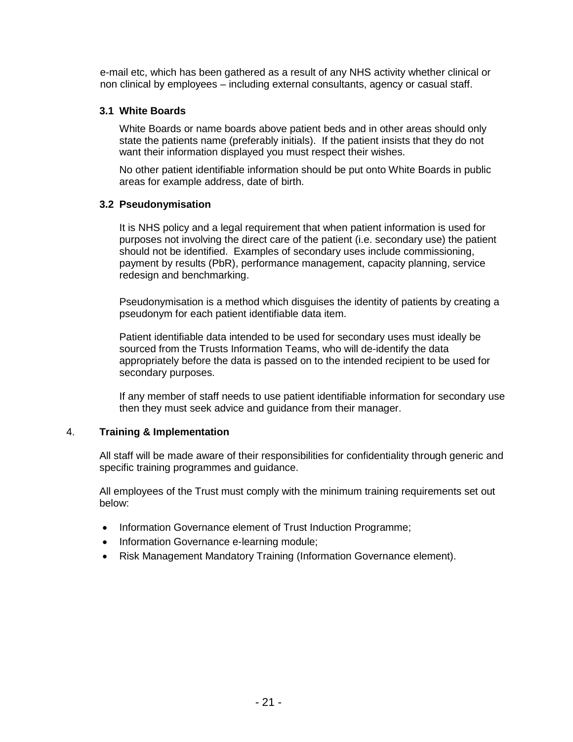e-mail etc, which has been gathered as a result of any NHS activity whether clinical or non clinical by employees – including external consultants, agency or casual staff.

### 3.1 White Boards

White Boards or name boards above patient beds and in other areas should only state the patients name (preferably initials). If the patient insists that they do not want their information displayed you must respect their wishes.

No other patient identifiable information should be put onto White Boards in public areas for example address, date of birth.

### 3.2 Pseudonymisation

It is NHS policy and a legal requirement that when patient information is used for purposes not involving the direct care of the patient (i.e. secondary use) the patient should not be identified. Examples of secondary uses include commissioning, payment by results (PbR), performance management, capacity planning, service redesign and benchmarking.

Pseudonymisation is a method which disguises the identity of patients by creating a pseudonym for each patient identifiable data item.

Patient identifiable data intended to be used for secondary uses must ideally be sourced from the Trusts Information Teams, who will de-identify the data appropriately before the data is passed on to the intended recipient to be used for secondary purposes.

If any member of staff needs to use patient identifiable information for secondary use then they must seek advice and guidance from their manager.

## 4. Training & Implementation

All staff will be made aware of their responsibilities for confidentiality through generic and specific training programmes and guidance.

All employees of the Trust must comply with the minimum training requirements set out below:

- Information Governance element of Trust Induction Programme;
- Information Governance e-learning module;
- Risk Management Mandatory Training (Information Governance element).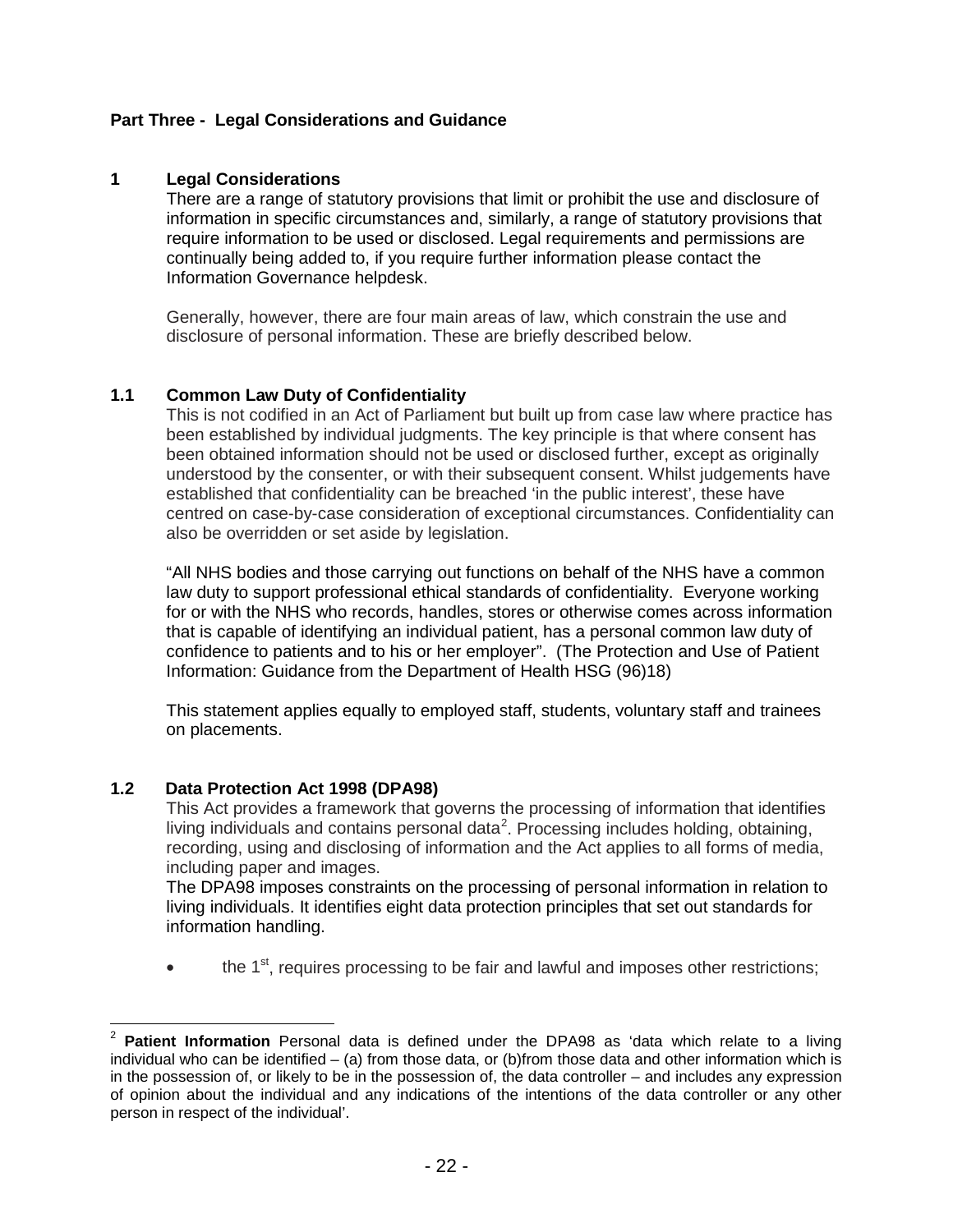**Part Three - Legal Considerations and Guidance**

## 1 Legal Considerations

There are a range of statutory provisions that limit or prohibit the use and disclosure of information in specific circumstances and, similarly, a range of statutory provisions that require information to be used or disclosed. Legal requirements and permissions are continually being added to, if you require further information please contact the Information Governance helpdesk.

Generally, however, there are four main areas of law, which constrain the use and disclosure of personal information. These are briefly described below.

### 1.1 Common Law Duty of Confidentiality

This is not codified in an Act of Parliament but built up from case law where practice has been established by individual judgments. The key principle is that where consent has been obtained information should not be used or disclosed further, except as originally understood by the consenter, or with their subsequent consent. Whilst judgements have established that confidentiality can be breached 'in the public interest', these have centred on case-by-case consideration of exceptional circumstances. Confidentiality can also be overridden or set aside by legislation.

"All NHS bodies and those carrying out functions on behalf of the NHS have a common law duty to support professional ethical standards of confidentiality. Everyone working for or with the NHS who records, handles, stores or otherwise comes across information that is capable of identifying an individual patient, has a personal common law duty of confidence to patients and to his or her employer". (The Protection and Use of Patient Information: Guidance from the Department of Health HSG (96)18)

This statement applies equally to employed staff, students, voluntary staff and trainees on placements.

### 1.2 Data Protection Act 1998 (DPA98)

This Act provides a framework that governs the processing of information that identifies living individuals and contains personal data[2]. Processing includes holding, obtaining, recording, using and disclosing of information and the Act applies to all forms of media, including paper and images.

The DPA98 imposes constraints on the processing of personal information in relation to living individuals. It identifies eight data protection principles that set out standards for information handling.

- the 1st, requires processing to be fair and lawful and imposes other restrictions;

---

[2] **Patient Information** Personal data is defined under the DPA98 as 'data which relate to a living individual who can be identified – (a) from those data, or (b)from those data and other information which is in the possession of, or likely to be in the possession of, the data controller – and includes any expression of opinion about the individual and any indications of the intentions of the data controller or any other person in respect of the individual'.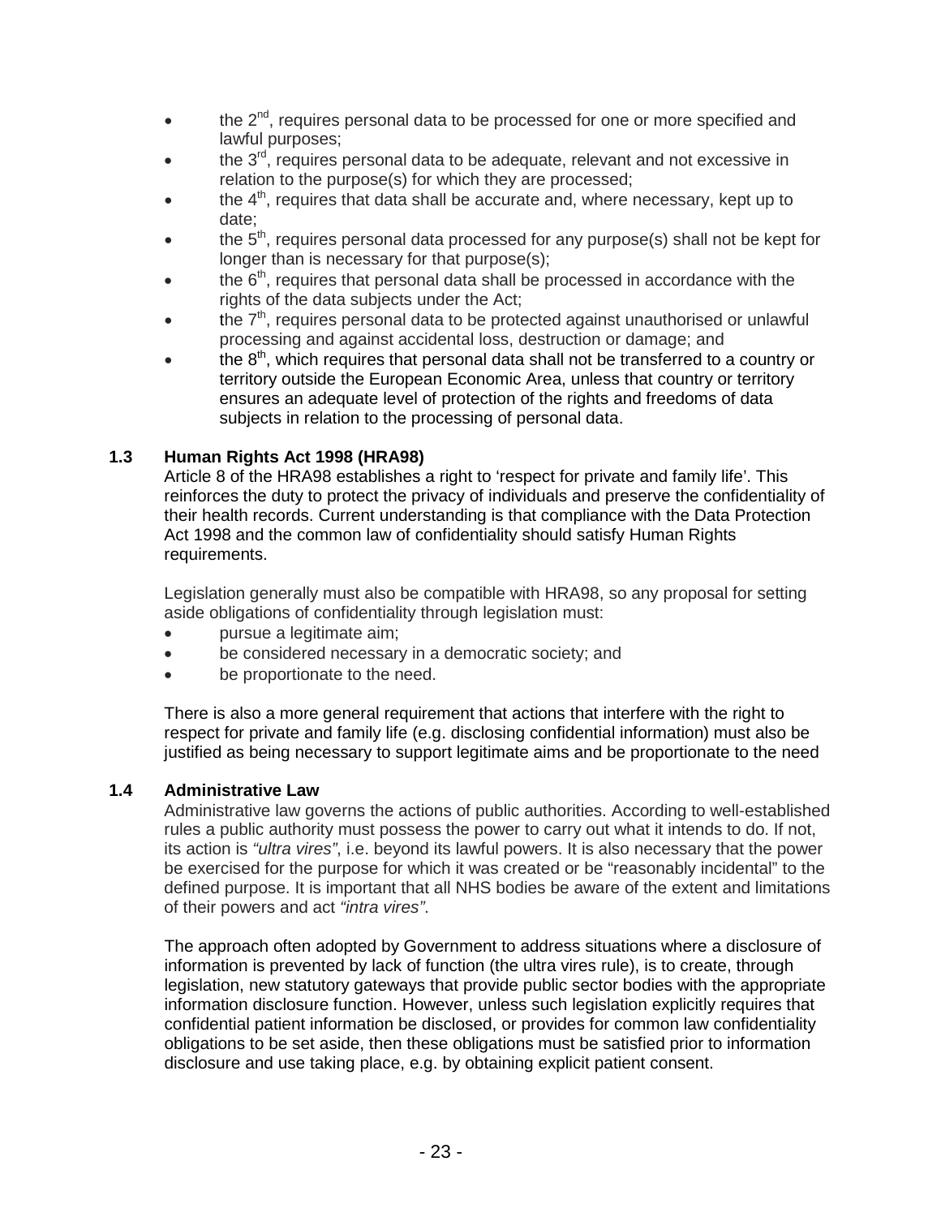- the 2nd, requires personal data to be processed for one or more specified and lawful purposes;
- the 3rd, requires personal data to be adequate, relevant and not excessive in relation to the purpose(s) for which they are processed;
- the 4th, requires that data shall be accurate and, where necessary, kept up to date;
- the 5th, requires personal data processed for any purpose(s) shall not be kept for longer than is necessary for that purpose(s);
- the 6th, requires that personal data shall be processed in accordance with the rights of the data subjects under the Act;
- the 7th, requires personal data to be protected against unauthorised or unlawful processing and against accidental loss, destruction or damage; and
- the 8th, which requires that personal data shall not be transferred to a country or territory outside the European Economic Area, unless that country or territory ensures an adequate level of protection of the rights and freedoms of data subjects in relation to the processing of personal data.

### 1.3 Human Rights Act 1998 (HRA98)

Article 8 of the HRA98 establishes a right to 'respect for private and family life'. This reinforces the duty to protect the privacy of individuals and preserve the confidentiality of their health records. Current understanding is that compliance with the Data Protection Act 1998 and the common law of confidentiality should satisfy Human Rights requirements.

Legislation generally must also be compatible with HRA98, so any proposal for setting aside obligations of confidentiality through legislation must:

- pursue a legitimate aim;
- be considered necessary in a democratic society; and
- be proportionate to the need.

There is also a more general requirement that actions that interfere with the right to respect for private and family life (e.g. disclosing confidential information) must also be justified as being necessary to support legitimate aims and be proportionate to the need

### 1.4 Administrative Law

Administrative law governs the actions of public authorities. According to well-established rules a public authority must possess the power to carry out what it intends to do. If not, its action is *"ultra vires"*, i.e. beyond its lawful powers. It is also necessary that the power be exercised for the purpose for which it was created or be "reasonably incidental" to the defined purpose. It is important that all NHS bodies be aware of the extent and limitations of their powers and act *"intra vires"*.

The approach often adopted by Government to address situations where a disclosure of information is prevented by lack of function (the ultra vires rule), is to create, through legislation, new statutory gateways that provide public sector bodies with the appropriate information disclosure function. However, unless such legislation explicitly requires that confidential patient information be disclosed, or provides for common law confidentiality obligations to be set aside, then these obligations must be satisfied prior to information disclosure and use taking place, e.g. by obtaining explicit patient consent.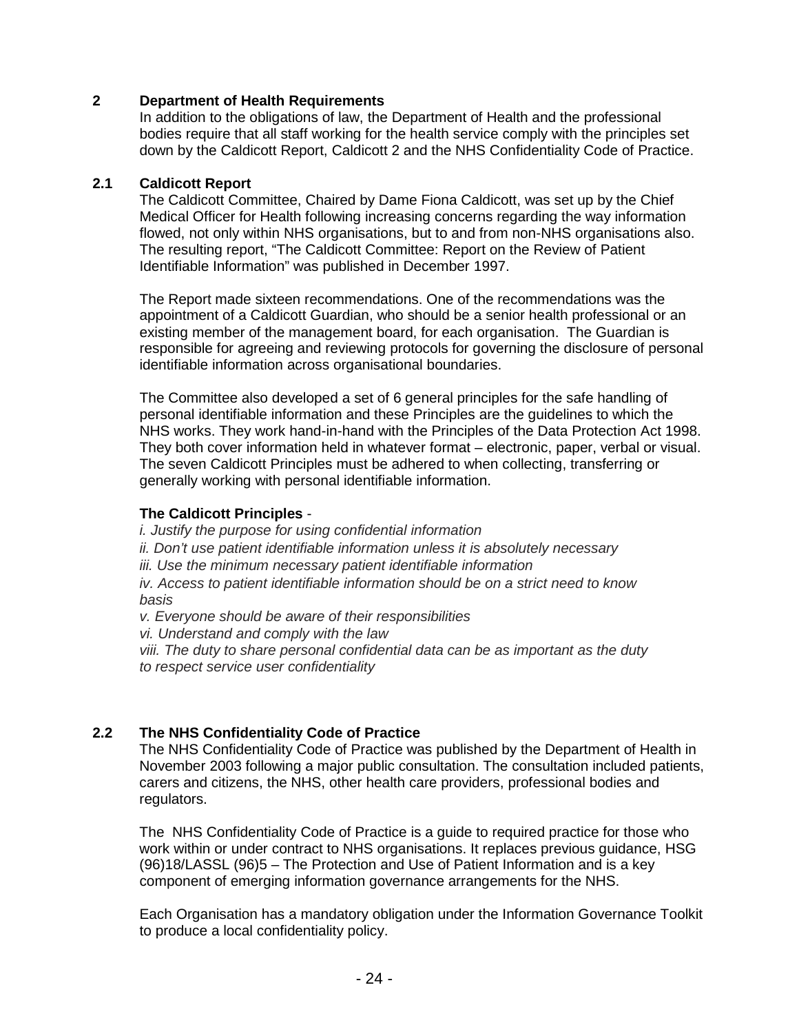## 2 Department of Health Requirements

In addition to the obligations of law, the Department of Health and the professional bodies require that all staff working for the health service comply with the principles set down by the Caldicott Report, Caldicott 2 and the NHS Confidentiality Code of Practice.

### 2.1 Caldicott Report

The Caldicott Committee, Chaired by Dame Fiona Caldicott, was set up by the Chief Medical Officer for Health following increasing concerns regarding the way information flowed, not only within NHS organisations, but to and from non-NHS organisations also. The resulting report, "The Caldicott Committee: Report on the Review of Patient Identifiable Information" was published in December 1997.

The Report made sixteen recommendations. One of the recommendations was the appointment of a Caldicott Guardian, who should be a senior health professional or an existing member of the management board, for each organisation. The Guardian is responsible for agreeing and reviewing protocols for governing the disclosure of personal identifiable information across organisational boundaries.

The Committee also developed a set of 6 general principles for the safe handling of personal identifiable information and these Principles are the guidelines to which the NHS works. They work hand-in-hand with the Principles of the Data Protection Act 1998. They both cover information held in whatever format – electronic, paper, verbal or visual. The seven Caldicott Principles must be adhered to when collecting, transferring or generally working with personal identifiable information.

**The Caldicott Principles** -

*i. Justify the purpose for using confidential information*
*ii. Don't use patient identifiable information unless it is absolutely necessary*
*iii. Use the minimum necessary patient identifiable information*
*iv. Access to patient identifiable information should be on a strict need to know basis*
*v. Everyone should be aware of their responsibilities*
*vi. Understand and comply with the law*
*viii. The duty to share personal confidential data can be as important as the duty to respect service user confidentiality*

### 2.2 The NHS Confidentiality Code of Practice

The NHS Confidentiality Code of Practice was published by the Department of Health in November 2003 following a major public consultation. The consultation included patients, carers and citizens, the NHS, other health care providers, professional bodies and regulators.

The NHS Confidentiality Code of Practice is a guide to required practice for those who work within or under contract to NHS organisations. It replaces previous guidance, HSG (96)18/LASSL (96)5 – The Protection and Use of Patient Information and is a key component of emerging information governance arrangements for the NHS.

Each Organisation has a mandatory obligation under the Information Governance Toolkit to produce a local confidentiality policy.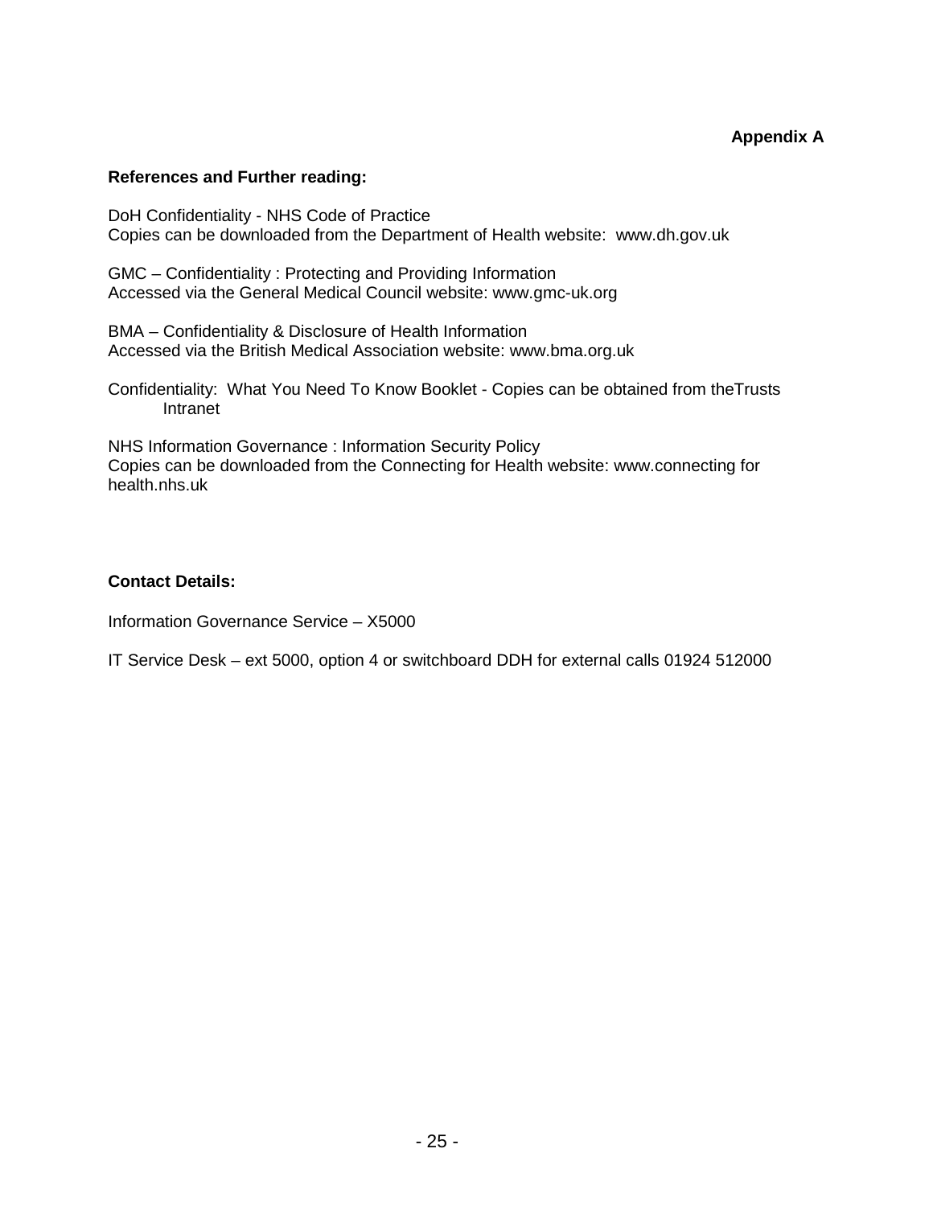**Appendix A**

**References and Further reading:**

DoH Confidentiality - NHS Code of Practice
Copies can be downloaded from the Department of Health website: www.dh.gov.uk

GMC – Confidentiality : Protecting and Providing Information
Accessed via the General Medical Council website: www.gmc-uk.org

BMA – Confidentiality & Disclosure of Health Information
Accessed via the British Medical Association website: www.bma.org.uk

Confidentiality: What You Need To Know Booklet - Copies can be obtained from theTrusts Intranet

NHS Information Governance : Information Security Policy
Copies can be downloaded from the Connecting for Health website: www.connecting for health.nhs.uk

**Contact Details:**

Information Governance Service – X5000

IT Service Desk – ext 5000, option 4 or switchboard DDH for external calls 01924 512000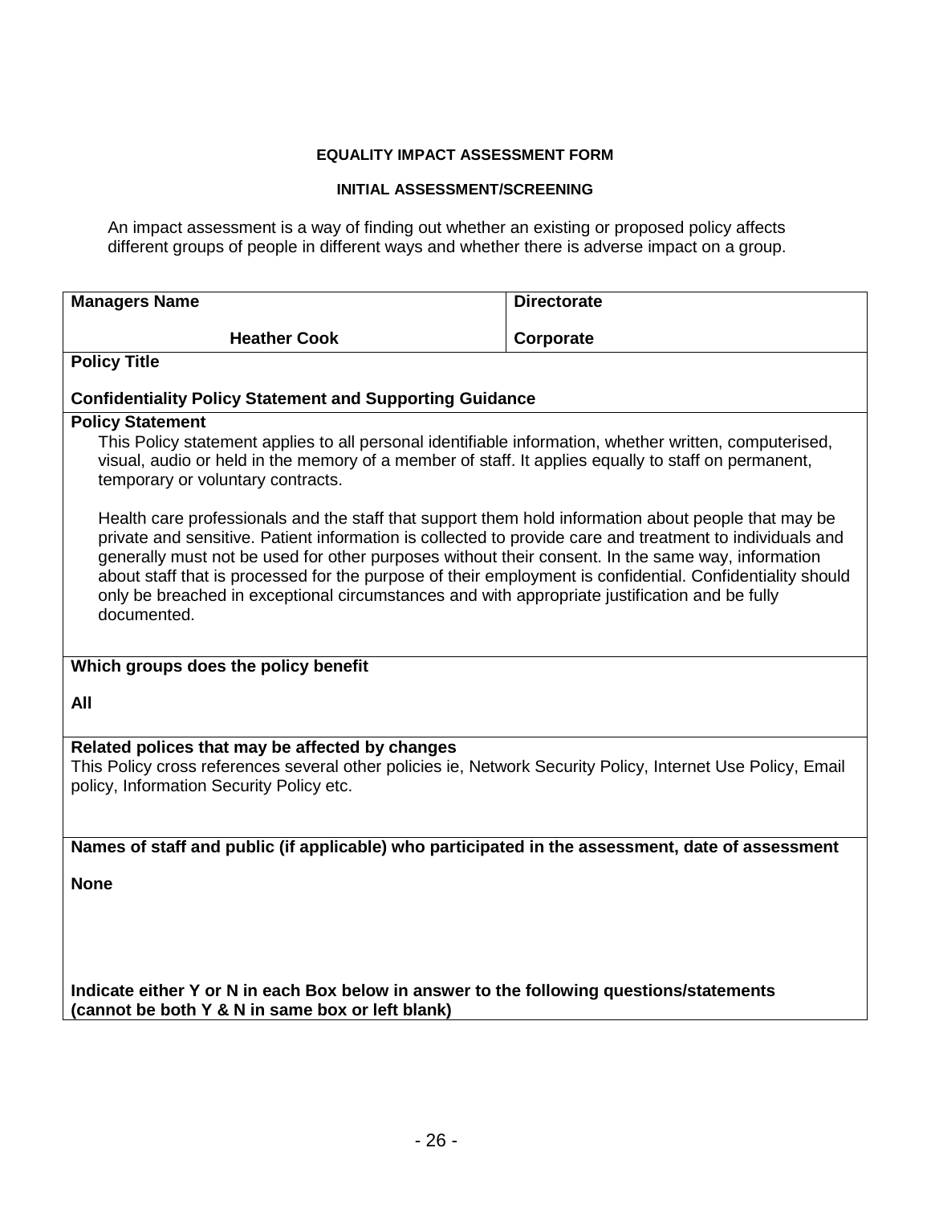**EQUALITY IMPACT ASSESSMENT FORM**

**INITIAL ASSESSMENT/SCREENING**

An impact assessment is a way of finding out whether an existing or proposed policy affects different groups of people in different ways and whether there is adverse impact on a group.

| **Managers Name** | **Directorate** |
|---|---|
| **Heather Cook** | **Corporate** |
| **Policy Title**<br><br>**Confidentiality Policy Statement and Supporting Guidance** | |
| **Policy Statement**<br>This Policy statement applies to all personal identifiable information, whether written, computerised, visual, audio or held in the memory of a member of staff. It applies equally to staff on permanent, temporary or voluntary contracts.<br><br>Health care professionals and the staff that support them hold information about people that may be private and sensitive. Patient information is collected to provide care and treatment to individuals and generally must not be used for other purposes without their consent. In the same way, information about staff that is processed for the purpose of their employment is confidential. Confidentiality should only be breached in exceptional circumstances and with appropriate justification and be fully documented. | |
| **Which groups does the policy benefit**<br><br>**All** | |
| **Related polices that may be affected by changes**<br>This Policy cross references several other policies ie, Network Security Policy, Internet Use Policy, Email policy, Information Security Policy etc. | |
| **Names of staff and public (if applicable) who participated in the assessment, date of assessment**<br><br>**None** | |
| **Indicate either Y or N in each Box below in answer to the following questions/statements (cannot be both Y & N in same box or left blank)** | |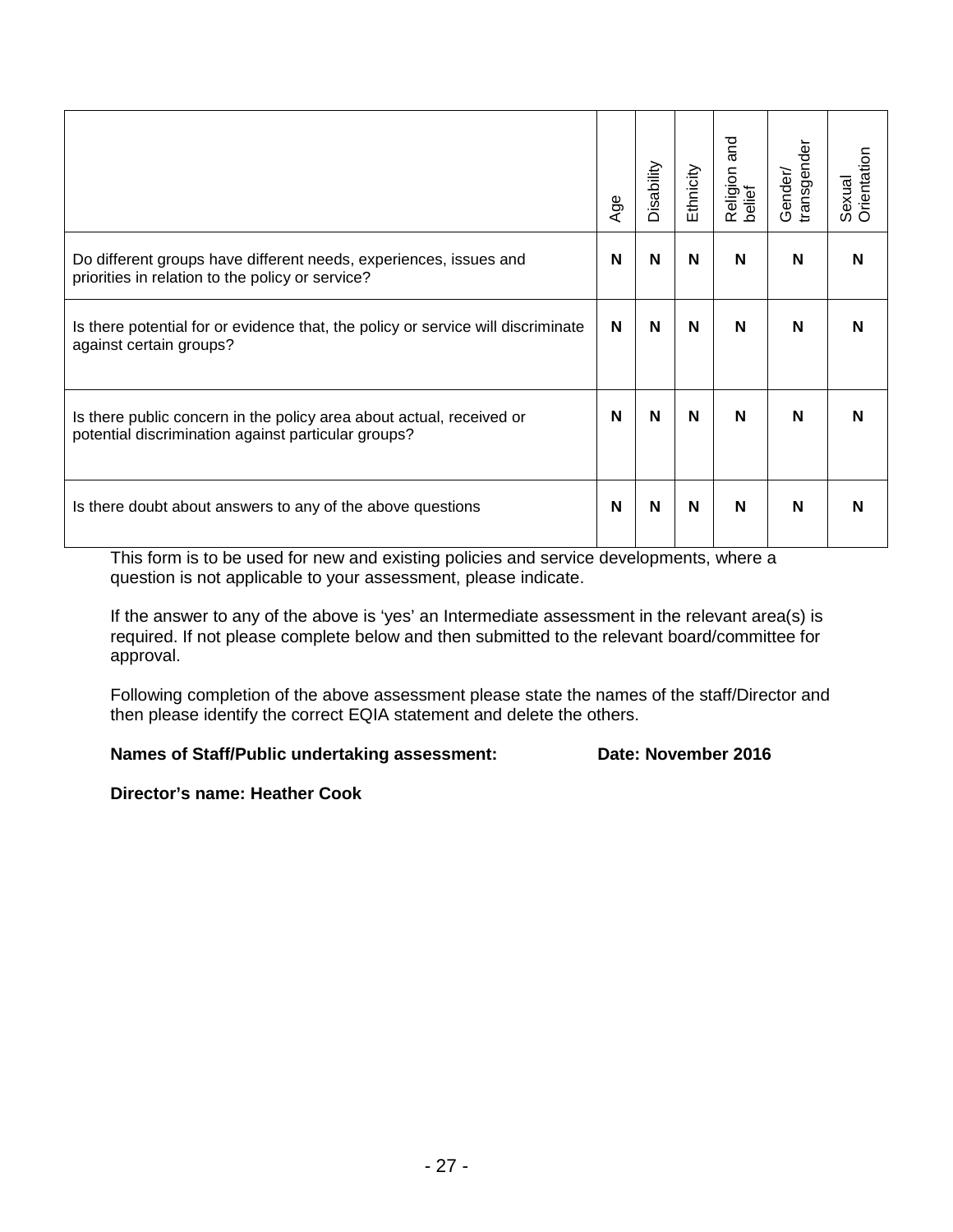| | Age | Disability | Ethnicity | Religion and belief | Gender/ transgender | Sexual Orientation |
|---|---|---|---|---|---|---|
| Do different groups have different needs, experiences, issues and priorities in relation to the policy or service? | **N** | **N** | **N** | **N** | **N** | **N** |
| Is there potential for or evidence that, the policy or service will discriminate against certain groups? | **N** | **N** | **N** | **N** | **N** | **N** |
| Is there public concern in the policy area about actual, received or potential discrimination against particular groups? | **N** | **N** | **N** | **N** | **N** | **N** |
| Is there doubt about answers to any of the above questions | **N** | **N** | **N** | **N** | **N** | **N** |

This form is to be used for new and existing policies and service developments, where a question is not applicable to your assessment, please indicate.

If the answer to any of the above is 'yes' an Intermediate assessment in the relevant area(s) is required. If not please complete below and then submitted to the relevant board/committee for approval.

Following completion of the above assessment please state the names of the staff/Director and then please identify the correct EQIA statement and delete the others.

**Names of Staff/Public undertaking assessment:** **Date: November 2016**

**Director's name: Heather Cook**